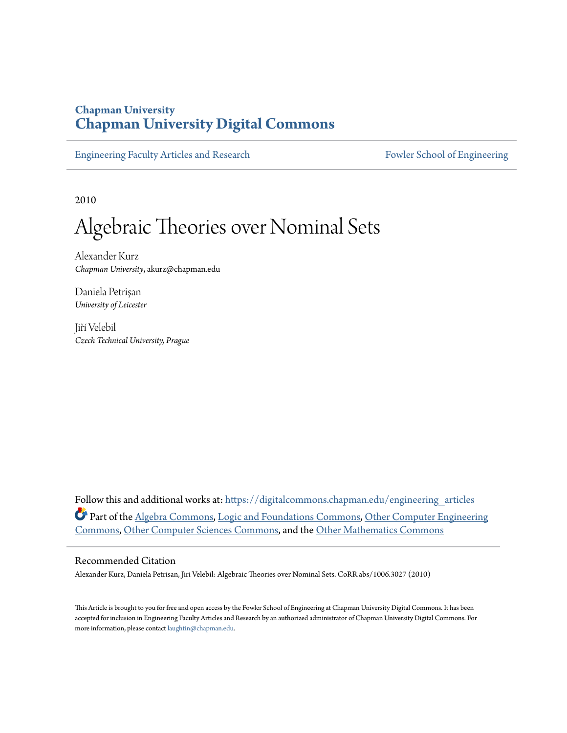Chapman University

# Chapman University Digital Commons

Engineering Faculty Articles and Research

Fowler School of Engineering

2010

# Algebraic Theories over Nominal Sets

Alexander Kurz
*Chapman University*, akurz@chapman.edu

Daniela Petrişan
*University of Leicester*

Jiří Velebil
*Czech Technical University, Prague*

Follow this and additional works at: https://digitalcommons.chapman.edu/engineering_articles

Part of the Algebra Commons, Logic and Foundations Commons, Other Computer Engineering Commons, Other Computer Sciences Commons, and the Other Mathematics Commons

## Recommended Citation

Alexander Kurz, Daniela Petrisan, Jiri Velebil: Algebraic Theories over Nominal Sets. CoRR abs/1006.3027 (2010)

This Article is brought to you for free and open access by the Fowler School of Engineering at Chapman University Digital Commons. It has been accepted for inclusion in Engineering Faculty Articles and Research by an authorized administrator of Chapman University Digital Commons. For more information, please contact laughtin@chapman.edu.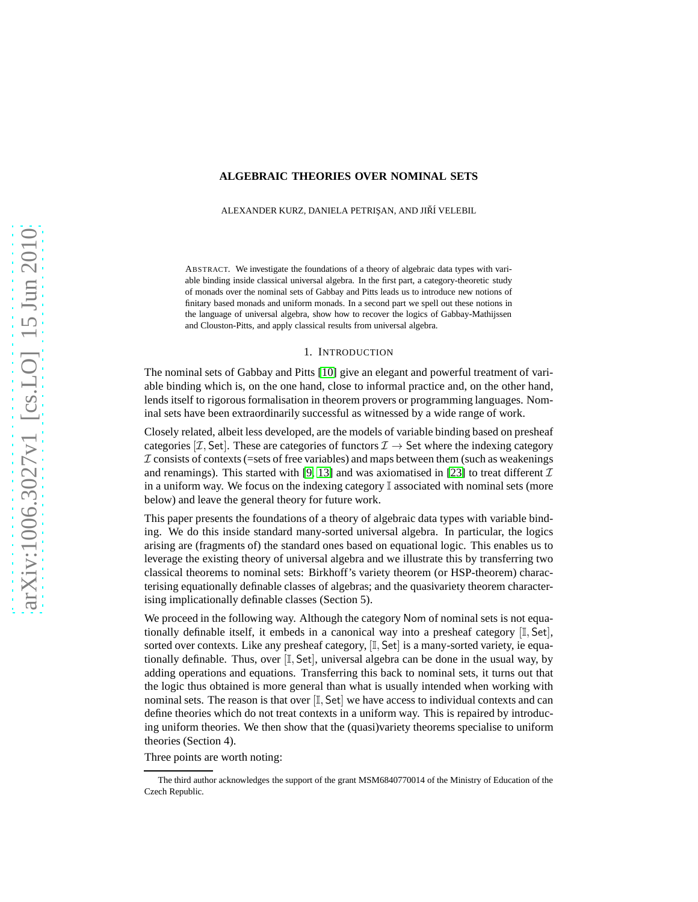**ALGEBRAIC THEORIES OVER NOMINAL SETS**

ALEXANDER KURZ, DANIELA PETRIŞAN, AND JIŘÍ VELEBIL

ABSTRACT. We investigate the foundations of a theory of algebraic data types with variable binding inside classical universal algebra. In the first part, a category-theoretic study of monads over the nominal sets of Gabbay and Pitts leads us to introduce new notions of finitary based monads and uniform monads. In a second part we spell out these notions in the language of universal algebra, show how to recover the logics of Gabbay-Mathijssen and Clouston-Pitts, and apply classical results from universal algebra.

## 1. INTRODUCTION

The nominal sets of Gabbay and Pitts [10] give an elegant and powerful treatment of variable binding which is, on the one hand, close to informal practice and, on the other hand, lends itself to rigorous formalisation in theorem provers or programming languages. Nominal sets have been extraordinarily successful as witnessed by a wide range of work.

Closely related, albeit less developed, are the models of variable binding based on presheaf categories $[\mathcal{I}, \mathsf{Set}]$. These are categories of functors $\mathcal{I} \to \mathsf{Set}$ where the indexing category $\mathcal{I}$ consists of contexts (=sets of free variables) and maps between them (such as weakenings and renamings). This started with [9, 13] and was axiomatised in [23] to treat different $\mathcal{I}$ in a uniform way. We focus on the indexing category $\mathbb{I}$ associated with nominal sets (more below) and leave the general theory for future work.

This paper presents the foundations of a theory of algebraic data types with variable binding. We do this inside standard many-sorted universal algebra. In particular, the logics arising are (fragments of) the standard ones based on equational logic. This enables us to leverage the existing theory of universal algebra and we illustrate this by transferring two classical theorems to nominal sets: Birkhoff's variety theorem (or HSP-theorem) characterising equationally definable classes of algebras; and the quasivariety theorem characterising implicationally definable classes (Section 5).

We proceed in the following way. Although the category $\mathsf{Nom}$ of nominal sets is not equationally definable itself, it embeds in a canonical way into a presheaf category $[\mathbb{I}, \mathsf{Set}]$, sorted over contexts. Like any presheaf category, $[\mathbb{I}, \mathsf{Set}]$ is a many-sorted variety, ie equationally definable. Thus, over $[\mathbb{I}, \mathsf{Set}]$, universal algebra can be done in the usual way, by adding operations and equations. Transferring this back to nominal sets, it turns out that the logic thus obtained is more general than what is usually intended when working with nominal sets. The reason is that over $[\mathbb{I}, \mathsf{Set}]$ we have access to individual contexts and can define theories which do not treat contexts in a uniform way. This is repaired by introducing uniform theories. We then show that the (quasi)variety theorems specialise to uniform theories (Section 4).

Three points are worth noting:

The third author acknowledges the support of the grant MSM6840770014 of the Ministry of Education of the Czech Republic.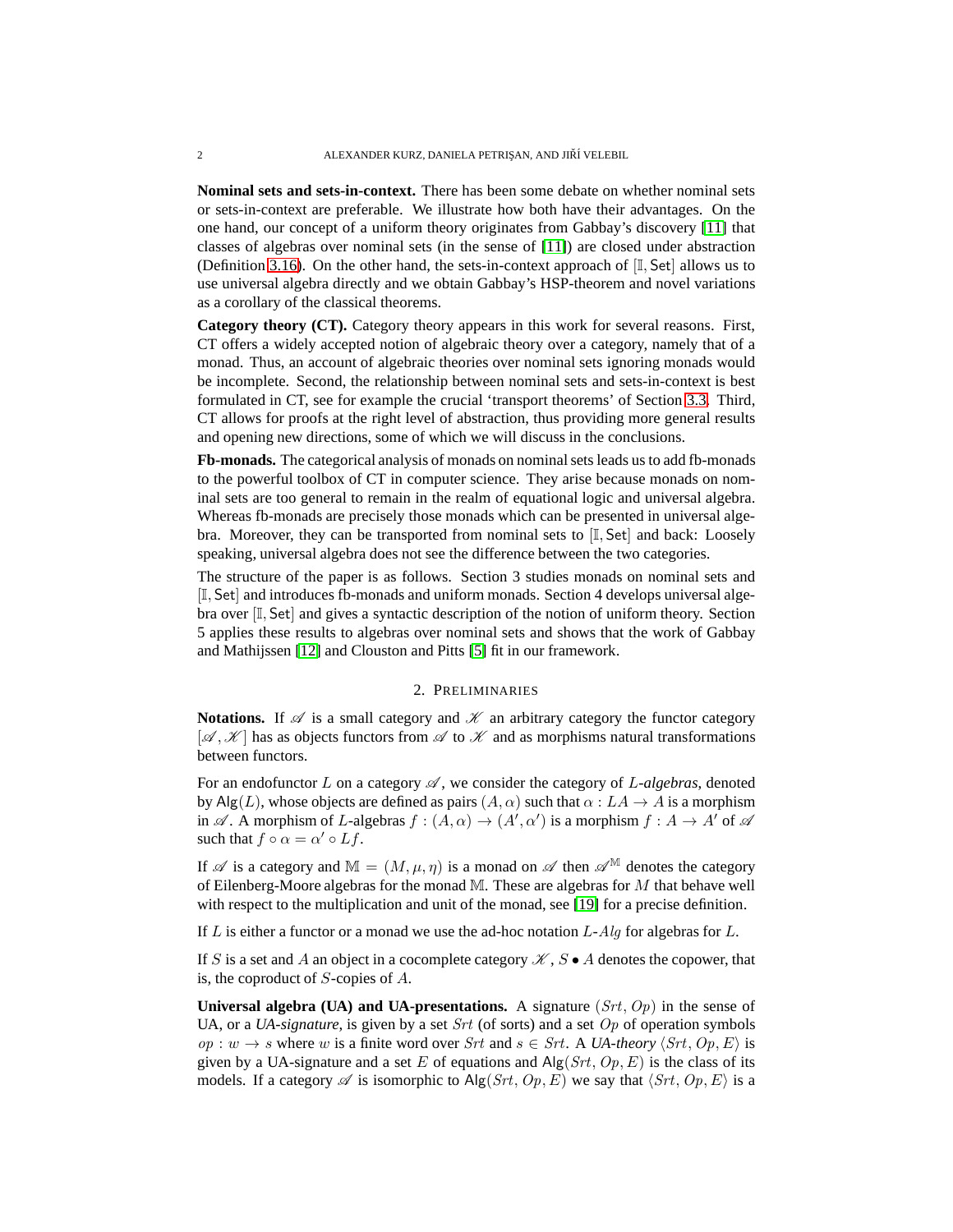**Nominal sets and sets-in-context.** There has been some debate on whether nominal sets or sets-in-context are preferable. We illustrate how both have their advantages. On the one hand, our concept of a uniform theory originates from Gabbay's discovery [11] that classes of algebras over nominal sets (in the sense of [11]) are closed under abstraction (Definition 3.16). On the other hand, the sets-in-context approach of $[\mathbb{I}, \mathsf{Set}]$ allows us to use universal algebra directly and we obtain Gabbay's HSP-theorem and novel variations as a corollary of the classical theorems.

**Category theory (CT).** Category theory appears in this work for several reasons. First, CT offers a widely accepted notion of algebraic theory over a category, namely that of a monad. Thus, an account of algebraic theories over nominal sets ignoring monads would be incomplete. Second, the relationship between nominal sets and sets-in-context is best formulated in CT, see for example the crucial 'transport theorems' of Section 3.3. Third, CT allows for proofs at the right level of abstraction, thus providing more general results and opening new directions, some of which we will discuss in the conclusions.

**Fb-monads.** The categorical analysis of monads on nominal sets leads us to add fb-monads to the powerful toolbox of CT in computer science. They arise because monads on nominal sets are too general to remain in the realm of equational logic and universal algebra. Whereas fb-monads are precisely those monads which can be presented in universal algebra. Moreover, they can be transported from nominal sets to $[\mathbb{I}, \mathsf{Set}]$ and back: Loosely speaking, universal algebra does not see the difference between the two categories.

The structure of the paper is as follows. Section 3 studies monads on nominal sets and $[\mathbb{I}, \mathsf{Set}]$ and introduces fb-monads and uniform monads. Section 4 develops universal algebra over $[\mathbb{I}, \mathsf{Set}]$ and gives a syntactic description of the notion of uniform theory. Section 5 applies these results to algebras over nominal sets and shows that the work of Gabbay and Mathijssen [12] and Clouston and Pitts [5] fit in our framework.

## 2. Preliminaries

**Notations.** If $\mathscr{A}$ is a small category and $\mathscr{K}$ an arbitrary category the functor category $[\mathscr{A}, \mathscr{K}]$ has as objects functors from $\mathscr{A}$ to $\mathscr{K}$ and as morphisms natural transformations between functors.

For an endofunctor $L$ on a category $\mathscr{A}$, we consider the category of *$L$-algebras*, denoted by $\mathsf{Alg}(L)$, whose objects are defined as pairs $(A, \alpha)$ such that $\alpha : LA \to A$ is a morphism in $\mathscr{A}$. A morphism of $L$-algebras $f : (A, \alpha) \to (A', \alpha')$ is a morphism $f : A \to A'$ of $\mathscr{A}$ such that $f \circ \alpha = \alpha' \circ Lf$.

If $\mathscr{A}$ is a category and $\mathbb{M} = (M, \mu, \eta)$ is a monad on $\mathscr{A}$ then $\mathscr{A}^{\mathbb{M}}$ denotes the category of Eilenberg-Moore algebras for the monad $\mathbb{M}$. These are algebras for $M$ that behave well with respect to the multiplication and unit of the monad, see [19] for a precise definition.

If $L$ is either a functor or a monad we use the ad-hoc notation $L$-$Alg$ for algebras for $L$.

If $S$ is a set and $A$ an object in a cocomplete category $\mathscr{K}$, $S \bullet A$ denotes the copower, that is, the coproduct of $S$-copies of $A$.

**Universal algebra (UA) and UA-presentations.** A signature $(Srt, Op)$ in the sense of UA, or a *UA-signature*, is given by a set $Srt$ (of sorts) and a set $Op$ of operation symbols $op : w \to s$ where $w$ is a finite word over $Srt$ and $s \in Srt$. A *UA-theory* $\langle Srt, Op, E \rangle$ is given by a UA-signature and a set $E$ of equations and $\mathsf{Alg}(Srt, Op, E)$ is the class of its models. If a category $\mathscr{A}$ is isomorphic to $\mathsf{Alg}(Srt, Op, E)$ we say that $\langle Srt, Op, E \rangle$ is a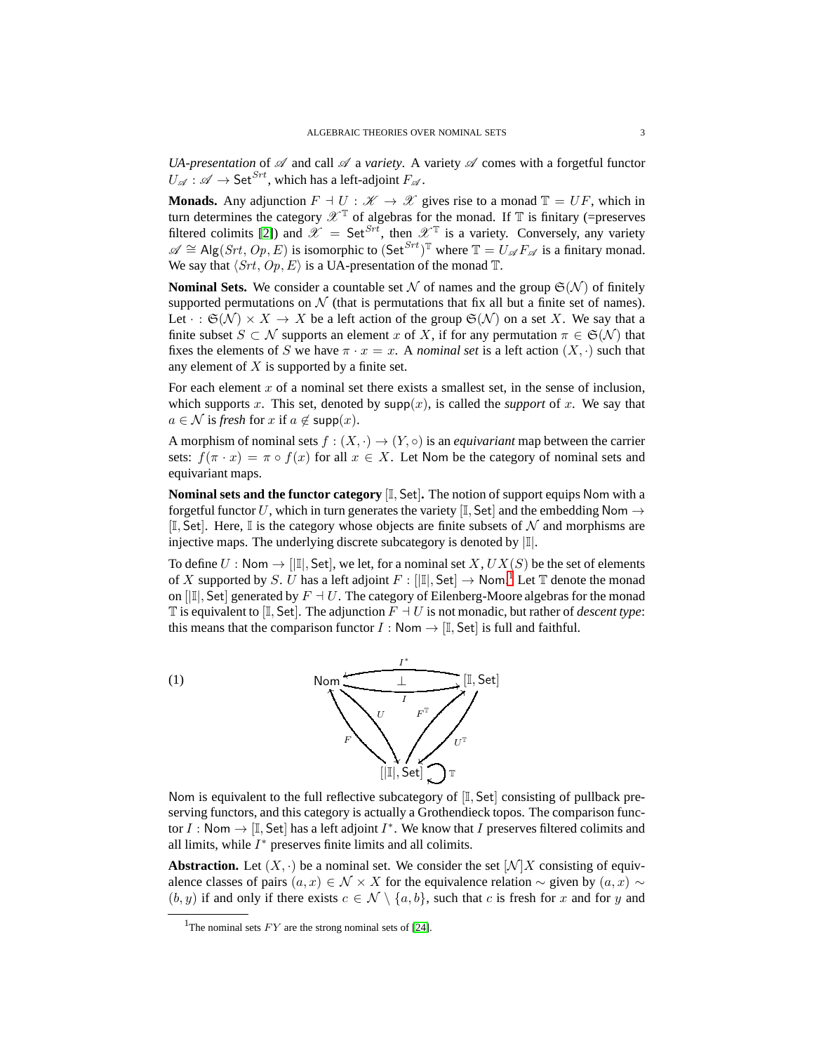*UA-presentation* of $\mathscr{A}$ and call $\mathscr{A}$ a *variety*. A variety $\mathscr{A}$ comes with a forgetful functor $U_{\mathscr{A}} : \mathscr{A} \to \mathsf{Set}^{Srt}$, which has a left-adjoint $F_{\mathscr{A}}$.

**Monads.** Any adjunction $F \dashv U : \mathscr{K} \to \mathscr{X}$ gives rise to a monad $\mathbb{T} = UF$, which in turn determines the category $\mathscr{X}^{\mathbb{T}}$ of algebras for the monad. If $\mathbb{T}$ is finitary (=preserves filtered colimits [2]) and $\mathscr{X} = \mathsf{Set}^{Srt}$, then $\mathscr{X}^{\mathbb{T}}$ is a variety. Conversely, any variety $\mathscr{A} \cong \mathsf{Alg}(Srt, Op, E)$ is isomorphic to $(\mathsf{Set}^{Srt})^{\mathbb{T}}$ where $\mathbb{T} = U_{\mathscr{A}} F_{\mathscr{A}}$ is a finitary monad. We say that $\langle Srt, Op, E\rangle$ is a UA-presentation of the monad $\mathbb{T}$.

**Nominal Sets.** We consider a countable set $\mathcal{N}$ of names and the group $\mathfrak{S}(\mathcal{N})$ of finitely supported permutations on $\mathcal{N}$ (that is permutations that fix all but a finite set of names). Let $\cdot : \mathfrak{S}(\mathcal{N}) \times X \to X$ be a left action of the group $\mathfrak{S}(\mathcal{N})$ on a set $X$. We say that a finite subset $S \subset \mathcal{N}$ supports an element $x$ of $X$, if for any permutation $\pi \in \mathfrak{S}(\mathcal{N})$ that fixes the elements of $S$ we have $\pi \cdot x = x$. A *nominal set* is a left action $(X, \cdot)$ such that any element of $X$ is supported by a finite set.

For each element $x$ of a nominal set there exists a smallest set, in the sense of inclusion, which supports $x$. This set, denoted by $\mathsf{supp}(x)$, is called the *support* of $x$. We say that $a \in \mathcal{N}$ is *fresh* for $x$ if $a \notin \mathsf{supp}(x)$.

A morphism of nominal sets $f : (X, \cdot) \to (Y, \circ)$ is an *equivariant* map between the carrier sets: $f(\pi \cdot x) = \pi \circ f(x)$ for all $x \in X$. Let $\mathsf{Nom}$ be the category of nominal sets and equivariant maps.

**Nominal sets and the functor category** $[\mathbb{I}, \mathsf{Set}]$**.** The notion of support equips $\mathsf{Nom}$ with a forgetful functor $U$, which in turn generates the variety $[\mathbb{I}, \mathsf{Set}]$ and the embedding $\mathsf{Nom} \to [\mathbb{I}, \mathsf{Set}]$. Here, $\mathbb{I}$ is the category whose objects are finite subsets of $\mathcal{N}$ and morphisms are injective maps. The underlying discrete subcategory is denoted by $|\mathbb{I}|$.

To define $U : \mathsf{Nom} \to [|\mathbb{I}|, \mathsf{Set}]$, we let, for a nominal set $X$, $UX(S)$ be the set of elements of $X$ supported by $S$. $U$ has a left adjoint $F : [|\mathbb{I}|, \mathsf{Set}] \to \mathsf{Nom}$.[1] Let $\mathbb{T}$ denote the monad on $[|\mathbb{I}|, \mathsf{Set}]$ generated by $F \dashv U$. The category of Eilenberg-Moore algebras for the monad $\mathbb{T}$ is equivalent to $[\mathbb{I}, \mathsf{Set}]$. The adjunction $F \dashv U$ is not monadic, but rather of *descent type*: this means that the comparison functor $I : \mathsf{Nom} \to [\mathbb{I}, \mathsf{Set}]$ is full and faithful.

$$
\text{(1)} \qquad
\begin{array}{ccc}
\mathsf{Nom} & \underset{I}{\overset{I^*}{\rightleftarrows}}\ (\bot) & [\mathbb{I}, \mathsf{Set}] \\
{\scriptstyle F}\nwarrow \ \searrow{\scriptstyle U} & & {\scriptstyle F^{\mathbb{T}}}\nearrow \ \swarrow{\scriptstyle U^{\mathbb{T}}} \\
& [|\mathbb{I}|, \mathsf{Set}] \circlearrowleft \mathbb{T} &
\end{array}
$$

$\mathsf{Nom}$ is equivalent to the full reflective subcategory of $[\mathbb{I}, \mathsf{Set}]$ consisting of pullback preserving functors, and this category is actually a Grothendieck topos. The comparison functor $I : \mathsf{Nom} \to [\mathbb{I}, \mathsf{Set}]$ has a left adjoint $I^*$. We know that $I$ preserves filtered colimits and all limits, while $I^*$ preserves finite limits and all colimits.

**Abstraction.** Let $(X, \cdot)$ be a nominal set. We consider the set $[\mathcal{N}]X$ consisting of equivalence classes of pairs $(a, x) \in \mathcal{N} \times X$ for the equivalence relation $\sim$ given by $(a, x) \sim (b, y)$ if and only if there exists $c \in \mathcal{N} \setminus \{a, b\}$, such that $c$ is fresh for $x$ and for $y$ and

[1] The nominal sets $FY$ are the strong nominal sets of [24].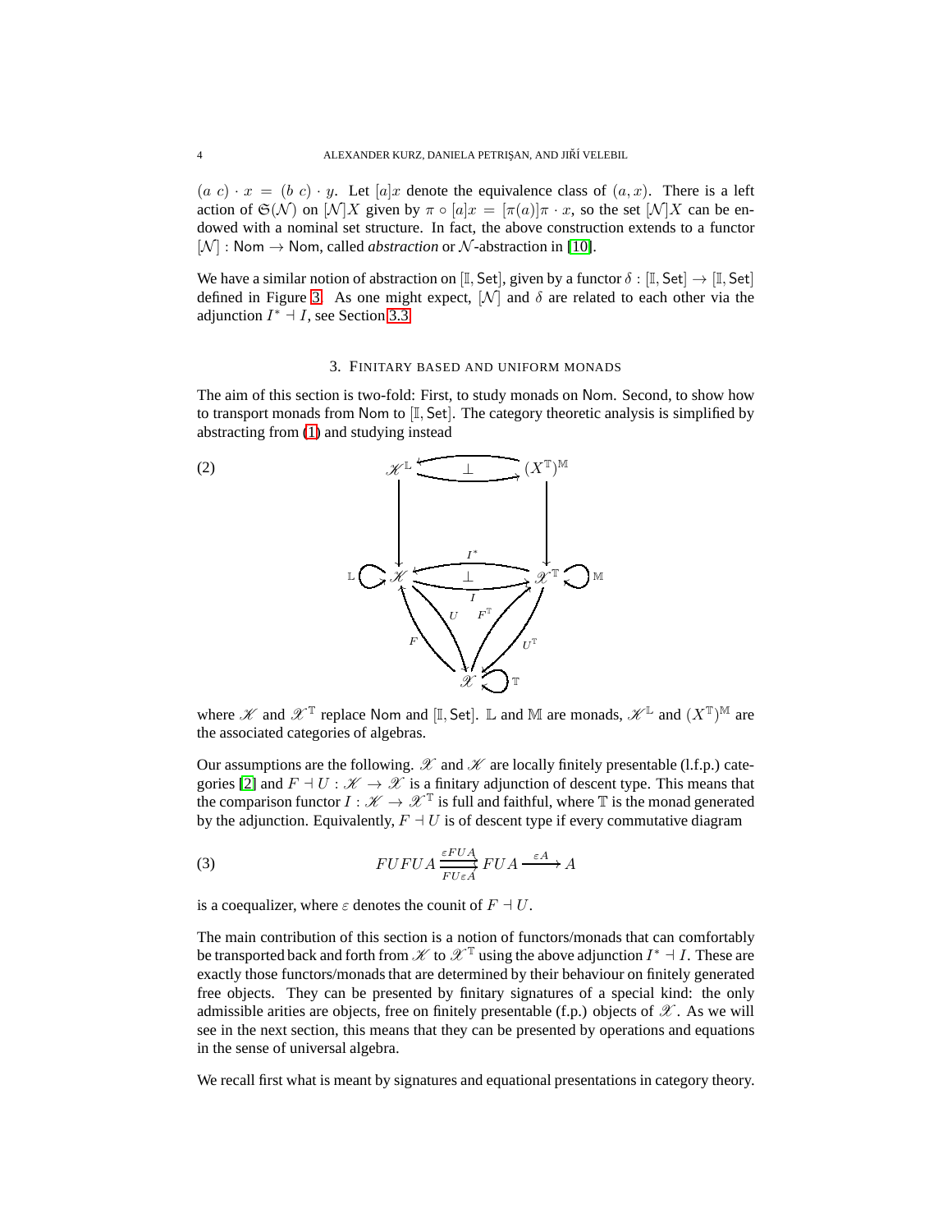$(a\ c) \cdot x = (b\ c) \cdot y$. Let $[a]x$ denote the equivalence class of $(a, x)$. There is a left action of $\mathfrak{S}(\mathcal{N})$ on $[\mathcal{N}]X$ given by $\pi \circ [a]x = [\pi(a)]\pi \cdot x$, so the set $[\mathcal{N}]X$ can be endowed with a nominal set structure. In fact, the above construction extends to a functor $[\mathcal{N}] : \mathsf{Nom} \to \mathsf{Nom}$, called *abstraction* or $\mathcal{N}$-abstraction in [10].

We have a similar notion of abstraction on $[\mathbb{I}, \mathsf{Set}]$, given by a functor $\delta : [\mathbb{I}, \mathsf{Set}] \to [\mathbb{I}, \mathsf{Set}]$ defined in Figure 3. As one might expect, $[\mathcal{N}]$ and $\delta$ are related to each other via the adjunction $I^* \dashv I$, see Section 3.3.

## 3. Finitary based and uniform monads

The aim of this section is two-fold: First, to study monads on Nom. Second, to show how to transport monads from Nom to $[\mathbb{I}, \mathsf{Set}]$. The category theoretic analysis is simplified by abstracting from (1) and studying instead

$$
\begin{array}{ccc}
\mathscr{K}^{\mathbb{L}} & \underset{\perp}{\rightleftarrows} & (X^{\mathbb{T}})^{\mathbb{M}} \\
\downarrow & & \downarrow \\
\mathbb{L} \circlearrowright \mathscr{K} & \underset{I}{\overset{I^*}{\rightleftarrows}} \ \perp & \mathscr{X}^{\mathbb{T}} \circlearrowleft \mathbb{M} \\
 F \nwarrow \searrow U & & F^{\mathbb{T}} \nearrow \swarrow U^{\mathbb{T}} \\
 & \mathscr{X} \circlearrowleft \mathbb{T} &
\end{array} \tag{2}
$$

where $\mathscr{K}$ and $\mathscr{X}^{\mathbb{T}}$ replace Nom and $[\mathbb{I}, \mathsf{Set}]$. $\mathbb{L}$ and $\mathbb{M}$ are monads, $\mathscr{K}^{\mathbb{L}}$ and $(X^{\mathbb{T}})^{\mathbb{M}}$ are the associated categories of algebras.

Our assumptions are the following. $\mathscr{X}$ and $\mathscr{K}$ are locally finitely presentable (l.f.p.) categories [2] and $F \dashv U : \mathscr{K} \to \mathscr{X}$ is a finitary adjunction of descent type. This means that the comparison functor $I : \mathscr{K} \to \mathscr{X}^{\mathbb{T}}$ is full and faithful, where $\mathbb{T}$ is the monad generated by the adjunction. Equivalently, $F \dashv U$ is of descent type if every commutative diagram

$$
FUFUA \underset{FU\varepsilon A}{\overset{\varepsilon FUA}{\rightrightarrows}} FUA \xrightarrow{\ \varepsilon A\ } A \tag{3}
$$

is a coequalizer, where $\varepsilon$ denotes the counit of $F \dashv U$.

The main contribution of this section is a notion of functors/monads that can comfortably be transported back and forth from $\mathscr{K}$ to $\mathscr{X}^{\mathbb{T}}$ using the above adjunction $I^* \dashv I$. These are exactly those functors/monads that are determined by their behaviour on finitely generated free objects. They can be presented by finitary signatures of a special kind: the only admissible arities are objects, free on finitely presentable (f.p.) objects of $\mathscr{X}$. As we will see in the next section, this means that they can be presented by operations and equations in the sense of universal algebra.

We recall first what is meant by signatures and equational presentations in category theory.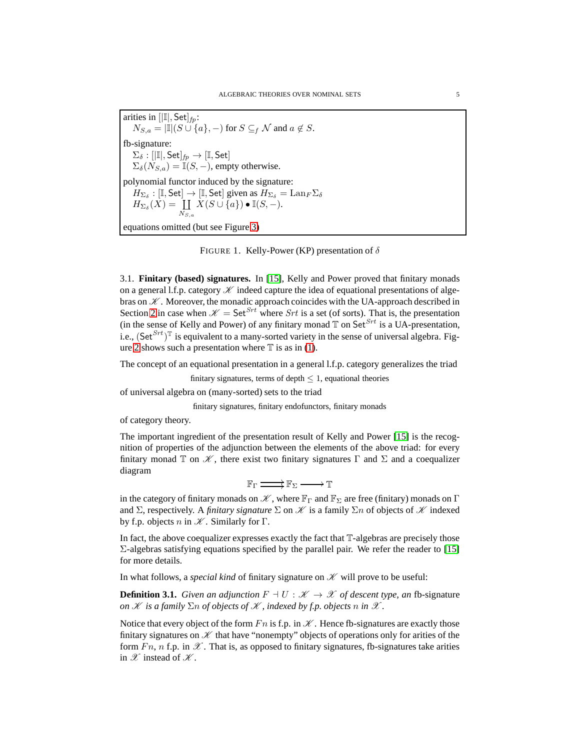arities in $[|\mathbb{I}|, \mathsf{Set}]_{fp}$:
  $N_{S,a} = |\mathbb{I}|(S \cup \{a\}, -)$ for $S \subseteq_f \mathcal{N}$ and $a \notin S$.

fb-signature:
  $\Sigma_\delta : [|\mathbb{I}|, \mathsf{Set}]_{fp} \to [\mathbb{I}, \mathsf{Set}]$
  $\Sigma_\delta(N_{S,a}) = \mathbb{I}(S, -)$, empty otherwise.

polynomial functor induced by the signature:
  $H_{\Sigma_\delta} : [\mathbb{I}, \mathsf{Set}] \to [\mathbb{I}, \mathsf{Set}]$ given as $H_{\Sigma_\delta} = \mathrm{Lan}_F \Sigma_\delta$
  $H_{\Sigma_\delta}(X) = \coprod_{N_{S,a}} X(S \cup \{a\}) \bullet \mathbb{I}(S, -)$.

equations omitted (but see Figure 3)

FIGURE 1. Kelly-Power (KP) presentation of $\delta$

3.1. **Finitary (based) signatures.** In [15], Kelly and Power proved that finitary monads on a general l.f.p. category $\mathscr{K}$ indeed capture the idea of equational presentations of algebras on $\mathscr{K}$. Moreover, the monadic approach coincides with the UA-approach described in Section 2 in case when $\mathscr{K} = \mathsf{Set}^{Srt}$ where $Srt$ is a set (of sorts). That is, the presentation (in the sense of Kelly and Power) of any finitary monad $\mathbb{T}$ on $\mathsf{Set}^{Srt}$ is a UA-presentation, i.e., $(\mathsf{Set}^{Srt})^{\mathbb{T}}$ is equivalent to a many-sorted variety in the sense of universal algebra. Figure 2 shows such a presentation where $\mathbb{T}$ is as in (1).

The concept of an equational presentation in a general l.f.p. category generalizes the triad

finitary signatures, terms of depth $\leq 1$, equational theories

of universal algebra on (many-sorted) sets to the triad

finitary signatures, finitary endofunctors, finitary monads

of category theory.

The important ingredient of the presentation result of Kelly and Power [15] is the recognition of properties of the adjunction between the elements of the above triad: for every finitary monad $\mathbb{T}$ on $\mathscr{K}$, there exist two finitary signatures $\Gamma$ and $\Sigma$ and a coequalizer diagram

$$\mathbb{F}_\Gamma \rightrightarrows \mathbb{F}_\Sigma \longrightarrow \mathbb{T}$$

in the category of finitary monads on $\mathscr{K}$, where $\mathbb{F}_\Gamma$ and $\mathbb{F}_\Sigma$ are free (finitary) monads on $\Gamma$ and $\Sigma$, respectively. A *finitary signature* $\Sigma$ on $\mathscr{K}$ is a family $\Sigma n$ of objects of $\mathscr{K}$ indexed by f.p. objects $n$ in $\mathscr{K}$. Similarly for $\Gamma$.

In fact, the above coequalizer expresses exactly the fact that $\mathbb{T}$-algebras are precisely those $\Sigma$-algebras satisfying equations specified by the parallel pair. We refer the reader to [15] for more details.

In what follows, a *special kind* of finitary signature on $\mathscr{K}$ will prove to be useful:

**Definition 3.1.** *Given an adjunction $F \dashv U : \mathscr{K} \to \mathscr{X}$ of descent type, an* fb-signature *on $\mathscr{K}$ is a family $\Sigma n$ of objects of $\mathscr{K}$, indexed by f.p. objects $n$ in $\mathscr{X}$.*

Notice that every object of the form $Fn$ is f.p. in $\mathscr{K}$. Hence fb-signatures are exactly those finitary signatures on $\mathscr{K}$ that have "nonempty" objects of operations only for arities of the form $Fn$, $n$ f.p. in $\mathscr{X}$. That is, as opposed to finitary signatures, fb-signatures take arities in $\mathscr{X}$ instead of $\mathscr{K}$.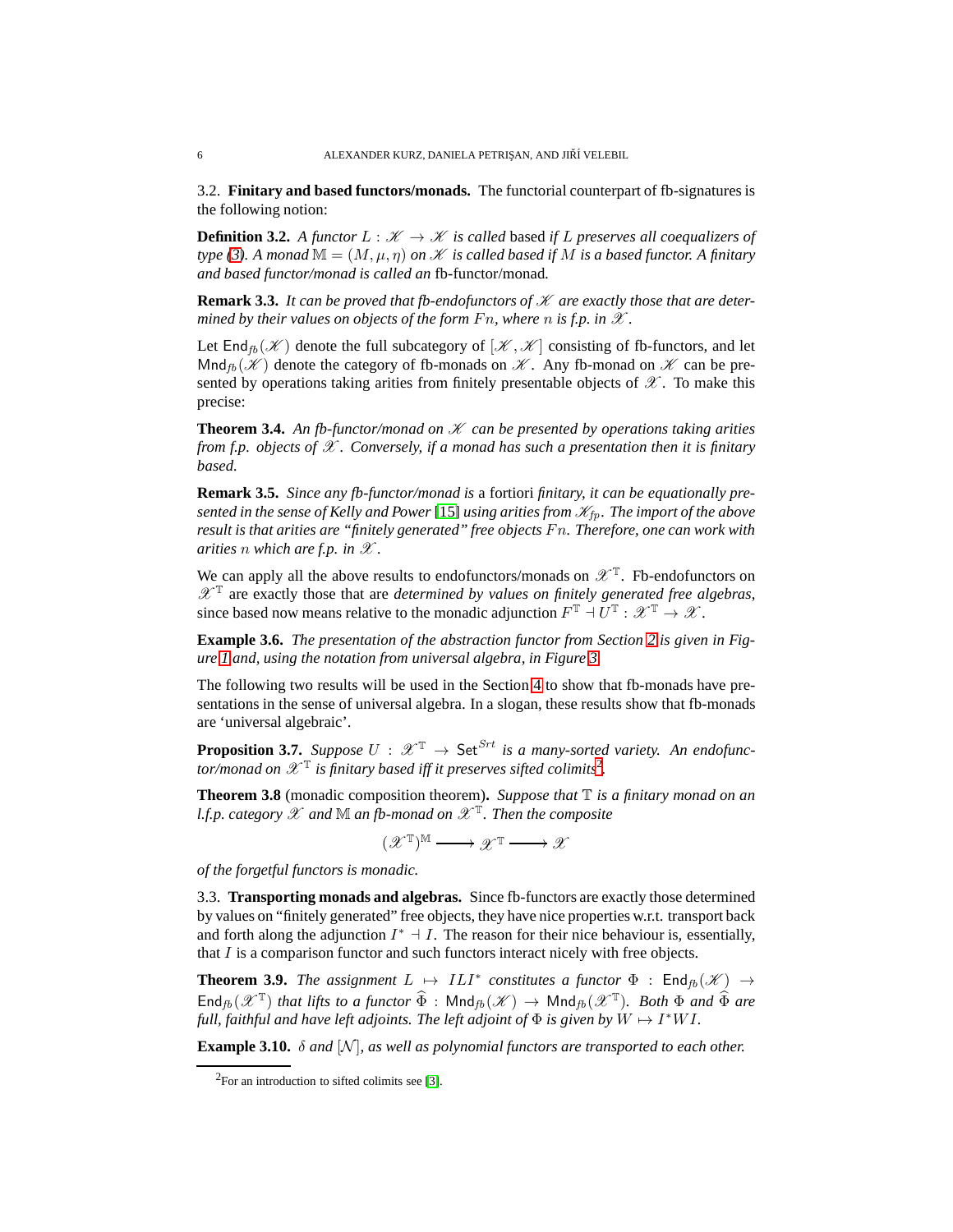### 3.2. Finitary and based functors/monads.

The functorial counterpart of fb-signatures is the following notion:

**Definition 3.2.** *A functor $L : \mathscr{K} \to \mathscr{K}$ is called* based *if $L$ preserves all coequalizers of type (3). A monad $\mathbb{M} = (M, \mu, \eta)$ on $\mathscr{K}$ is called based if $M$ is a based functor. A finitary and based functor/monad is called an* fb-functor/monad*.*

**Remark 3.3.** *It can be proved that fb-endofunctors of $\mathscr{K}$ are exactly those that are determined by their values on objects of the form $Fn$, where $n$ is f.p. in $\mathscr{X}$.*

Let $\mathsf{End}_{fb}(\mathscr{K})$ denote the full subcategory of $[\mathscr{K}, \mathscr{K}]$ consisting of fb-functors, and let $\mathsf{Mnd}_{fb}(\mathscr{K})$ denote the category of fb-monads on $\mathscr{K}$. Any fb-monad on $\mathscr{K}$ can be presented by operations taking arities from finitely presentable objects of $\mathscr{X}$. To make this precise:

**Theorem 3.4.** *An fb-functor/monad on $\mathscr{K}$ can be presented by operations taking arities from f.p. objects of $\mathscr{X}$. Conversely, if a monad has such a presentation then it is finitary based.*

**Remark 3.5.** *Since any fb-functor/monad is* a fortiori *finitary, it can be equationally presented in the sense of Kelly and Power [15] using arities from $\mathscr{K}_{fp}$. The import of the above result is that arities are "finitely generated" free objects $Fn$. Therefore, one can work with arities $n$ which are f.p. in $\mathscr{X}$.*

We can apply all the above results to endofunctors/monads on $\mathscr{X}^{\mathbb{T}}$. Fb-endofunctors on $\mathscr{X}^{\mathbb{T}}$ are exactly those that are *determined by values on finitely generated free algebras*, since based now means relative to the monadic adjunction $F^{\mathbb{T}} \dashv U^{\mathbb{T}} : \mathscr{X}^{\mathbb{T}} \to \mathscr{X}$.

**Example 3.6.** *The presentation of the abstraction functor from Section 2 is given in Figure 1 and, using the notation from universal algebra, in Figure 3.*

The following two results will be used in the Section 4 to show that fb-monads have presentations in the sense of universal algebra. In a slogan, these results show that fb-monads are 'universal algebraic'.

**Proposition 3.7.** *Suppose $U : \mathscr{X}^{\mathbb{T}} \to \mathsf{Set}^{Srt}$ is a many-sorted variety. An endofunctor/monad on $\mathscr{X}^{\mathbb{T}}$ is finitary based iff it preserves sifted colimits[2].*

**Theorem 3.8** (monadic composition theorem)**.** *Suppose that $\mathbb{T}$ is a finitary monad on an l.f.p. category $\mathscr{X}$ and $\mathbb{M}$ an fb-monad on $\mathscr{X}^{\mathbb{T}}$. Then the composite*

$$(\mathscr{X}^{\mathbb{T}})^{\mathbb{M}} \longrightarrow \mathscr{X}^{\mathbb{T}} \longrightarrow \mathscr{X}$$

*of the forgetful functors is monadic.*

### 3.3. Transporting monads and algebras.

Since fb-functors are exactly those determined by values on "finitely generated" free objects, they have nice properties w.r.t. transport back and forth along the adjunction $I^* \dashv I$. The reason for their nice behaviour is, essentially, that $I$ is a comparison functor and such functors interact nicely with free objects.

**Theorem 3.9.** *The assignment $L \mapsto ILI^*$ constitutes a functor $\Phi : \mathsf{End}_{fb}(\mathscr{K}) \to \mathsf{End}_{fb}(\mathscr{X}^{\mathbb{T}})$ that lifts to a functor $\widehat{\Phi} : \mathsf{Mnd}_{fb}(\mathscr{K}) \to \mathsf{Mnd}_{fb}(\mathscr{X}^{\mathbb{T}})$. Both $\Phi$ and $\widehat{\Phi}$ are full, faithful and have left adjoints. The left adjoint of $\Phi$ is given by $W \mapsto I^*WI$.*

**Example 3.10.** *$\delta$ and $[\mathcal{N}]$, as well as polynomial functors are transported to each other.*

---

[2] For an introduction to sifted colimits see [3].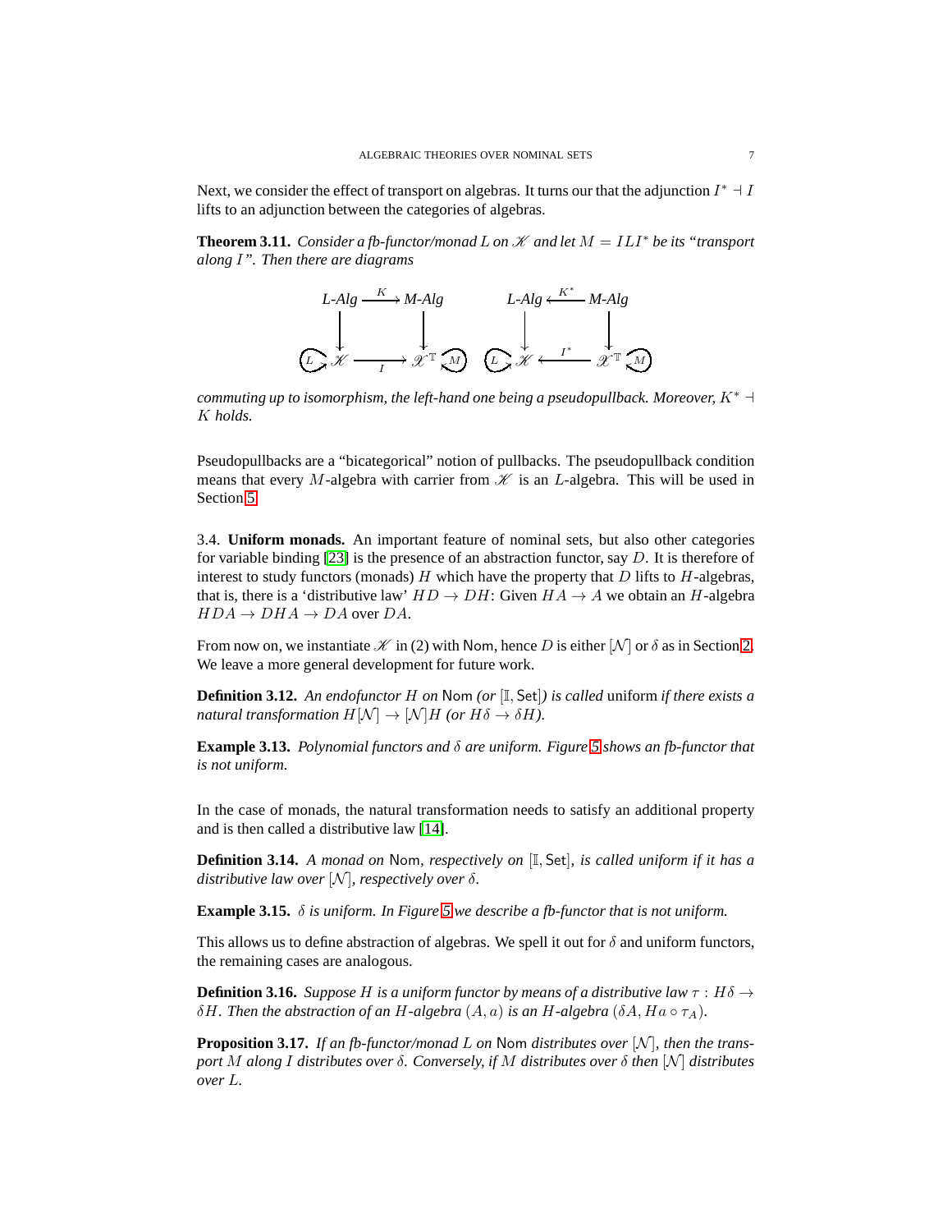Next, we consider the effect of transport on algebras. It turns our that the adjunction $I^* \dashv I$ lifts to an adjunction between the categories of algebras.

**Theorem 3.11.** *Consider a fb-functor/monad $L$ on $\mathscr{K}$ and let $M = ILI^*$ be its "transport along $I$". Then there are diagrams*

$$
\begin{array}{ccc}
L\text{-}Alg & \xrightarrow{K} & M\text{-}Alg \\
\downarrow & & \downarrow \\
L \circlearrowright \mathscr{K} & \xrightarrow[I]{} & \mathscr{X}^{\mathbb{T}} \circlearrowleft M
\end{array}
\qquad
\begin{array}{ccc}
L\text{-}Alg & \xleftarrow{K^*} & M\text{-}Alg \\
\downarrow & & \downarrow \\
L \circlearrowright \mathscr{K} & \xleftarrow{I^*} & \mathscr{X}^{\mathbb{T}} \circlearrowleft M
\end{array}
$$

*commuting up to isomorphism, the left-hand one being a pseudopullback. Moreover, $K^* \dashv K$ holds.*

Pseudopullbacks are a "bicategorical" notion of pullbacks. The pseudopullback condition means that every $M$-algebra with carrier from $\mathscr{K}$ is an $L$-algebra. This will be used in Section 5.

3.4. **Uniform monads.** An important feature of nominal sets, but also other categories for variable binding [23] is the presence of an abstraction functor, say $D$. It is therefore of interest to study functors (monads) $H$ which have the property that $D$ lifts to $H$-algebras, that is, there is a 'distributive law' $HD \to DH$: Given $HA \to A$ we obtain an $H$-algebra $HDA \to DHA \to DA$ over $DA$.

From now on, we instantiate $\mathscr{K}$ in (2) with $\mathsf{Nom}$, hence $D$ is either $[\mathcal{N}]$ or $\delta$ as in Section 2. We leave a more general development for future work.

**Definition 3.12.** *An endofunctor $H$ on* $\mathsf{Nom}$ *(or $[\mathbb{I}, \mathsf{Set}]$) is called* uniform *if there exists a natural transformation $H[\mathcal{N}] \to [\mathcal{N}]H$ (or $H\delta \to \delta H$).*

**Example 3.13.** *Polynomial functors and $\delta$ are uniform. Figure 5 shows an fb-functor that is not uniform.*

In the case of monads, the natural transformation needs to satisfy an additional property and is then called a distributive law [14].

**Definition 3.14.** *A monad on* $\mathsf{Nom}$*, respectively on $[\mathbb{I}, \mathsf{Set}]$, is called uniform if it has a distributive law over $[\mathcal{N}]$, respectively over $\delta$.*

**Example 3.15.** *$\delta$ is uniform. In Figure 5 we describe a fb-functor that is not uniform.*

This allows us to define abstraction of algebras. We spell it out for $\delta$ and uniform functors, the remaining cases are analogous.

**Definition 3.16.** *Suppose $H$ is a uniform functor by means of a distributive law $\tau : H\delta \to \delta H$. Then the abstraction of an $H$-algebra $(A, a)$ is an $H$-algebra $(\delta A, Ha \circ \tau_A)$.*

**Proposition 3.17.** *If an fb-functor/monad $L$ on* $\mathsf{Nom}$ *distributes over $[\mathcal{N}]$, then the transport $M$ along $I$ distributes over $\delta$. Conversely, if $M$ distributes over $\delta$ then $[\mathcal{N}]$ distributes over $L$.*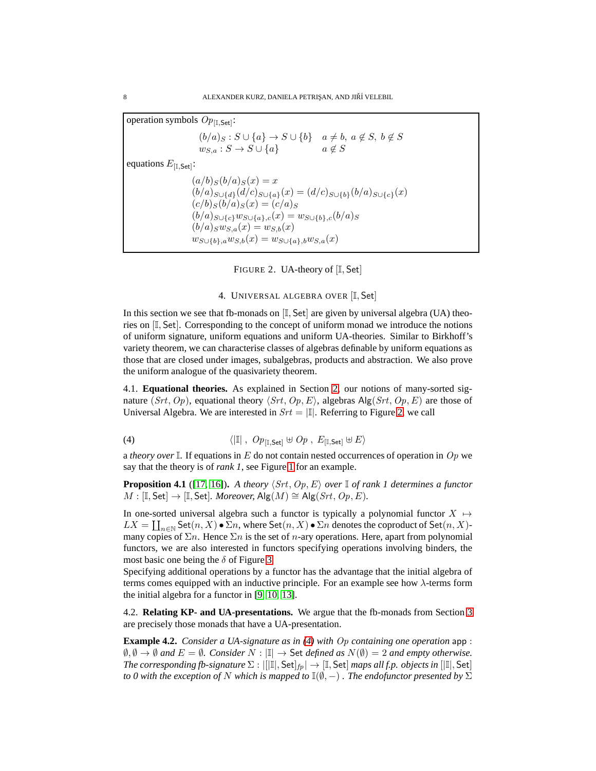operation symbols $Op_{[\mathbb{I},\mathsf{Set}]}$:

$$
\begin{array}{ll}
(b/a)_S : S \cup \{a\} \to S \cup \{b\} & a \neq b,\ a \notin S,\ b \notin S \\
w_{S,a} : S \to S \cup \{a\} & a \notin S
\end{array}
$$

equations $E_{[\mathbb{I},\mathsf{Set}]}$:

$$
\begin{array}{l}
(a/b)_S(b/a)_S(x) = x \\
(b/a)_{S\cup\{d\}}(d/c)_{S\cup\{a\}}(x) = (d/c)_{S\cup\{b\}}(b/a)_{S\cup\{c\}}(x) \\
(c/b)_S(b/a)_S(x) = (c/a)_S \\
(b/a)_{S\cup\{c\}} w_{S\cup\{a\},c}(x) = w_{S\cup\{b\},c}(b/a)_S \\
(b/a)_S w_{S,a}(x) = w_{S,b}(x) \\
w_{S\cup\{b\},a} w_{S,b}(x) = w_{S\cup\{a\},b} w_{S,a}(x)
\end{array}
$$

FIGURE 2. UA-theory of $[\mathbb{I}, \mathsf{Set}]$

## 4. Universal algebra over $[\mathbb{I}, \mathsf{Set}]$

In this section we see that fb-monads on $[\mathbb{I}, \mathsf{Set}]$ are given by universal algebra (UA) theories on $[\mathbb{I}, \mathsf{Set}]$. Corresponding to the concept of uniform monad we introduce the notions of uniform signature, uniform equations and uniform UA-theories. Similar to Birkhoff's variety theorem, we can characterise classes of algebras definable by uniform equations as those that are closed under images, subalgebras, products and abstraction. We also prove the uniform analogue of the quasivariety theorem.

4.1. **Equational theories.** As explained in Section 2, our notions of many-sorted signature $(Srt, Op)$, equational theory $\langle Srt, Op, E\rangle$, algebras $\mathsf{Alg}(Srt, Op, E)$ are those of Universal Algebra. We are interested in $Srt = |\mathbb{I}|$. Referring to Figure 2, we call

$$
\langle |\mathbb{I}|\ ,\ Op_{[\mathbb{I},\mathsf{Set}]} \uplus Op\ ,\ E_{[\mathbb{I},\mathsf{Set}]} \uplus E \rangle \tag{4}
$$

a *theory over* $\mathbb{I}$. If equations in $E$ do not contain nested occurrences of operation in $Op$ we say that the theory is of *rank 1*, see Figure 1 for an example.

**Proposition 4.1** ([17, 16]). *A theory $\langle Srt, Op, E\rangle$ over $\mathbb{I}$ of rank 1 determines a functor $M : [\mathbb{I}, \mathsf{Set}] \to [\mathbb{I}, \mathsf{Set}]$. Moreover, $\mathsf{Alg}(M) \cong \mathsf{Alg}(Srt, Op, E)$.*

In one-sorted universal algebra such a functor is typically a polynomial functor $X \mapsto LX = \coprod_{n\in\mathbb{N}} \mathsf{Set}(n, X) \bullet \Sigma n$, where $\mathsf{Set}(n, X) \bullet \Sigma n$ denotes the coproduct of $\mathsf{Set}(n, X)$-many copies of $\Sigma n$. Hence $\Sigma n$ is the set of $n$-ary operations. Here, apart from polynomial functors, we are also interested in functors specifying operations involving binders, the most basic one being the $\delta$ of Figure 3.

Specifying additional operations by a functor has the advantage that the initial algebra of terms comes equipped with an inductive principle. For an example see how $\lambda$-terms form the initial algebra for a functor in [9, 10, 13].

4.2. **Relating KP- and UA-presentations.** We argue that the fb-monads from Section 3 are precisely those monads that have a UA-presentation.

**Example 4.2.** *Consider a UA-signature as in (4) with $Op$ containing one operation* $\mathsf{app}$ : $\emptyset, \emptyset \to \emptyset$ *and $E = \emptyset$. Consider $N : |\mathbb{I}| \to \mathsf{Set}$ defined as $N(\emptyset) = 2$ and empty otherwise. The corresponding fb-signature $\Sigma : |[|\mathbb{I}|, \mathsf{Set}]_{fp}| \to [\mathbb{I}, \mathsf{Set}]$ maps all f.p. objects in $[|\mathbb{I}|, \mathsf{Set}]$ to 0 with the exception of $N$ which is mapped to $\mathbb{I}(\emptyset, -)$ . The endofunctor presented by $\Sigma$*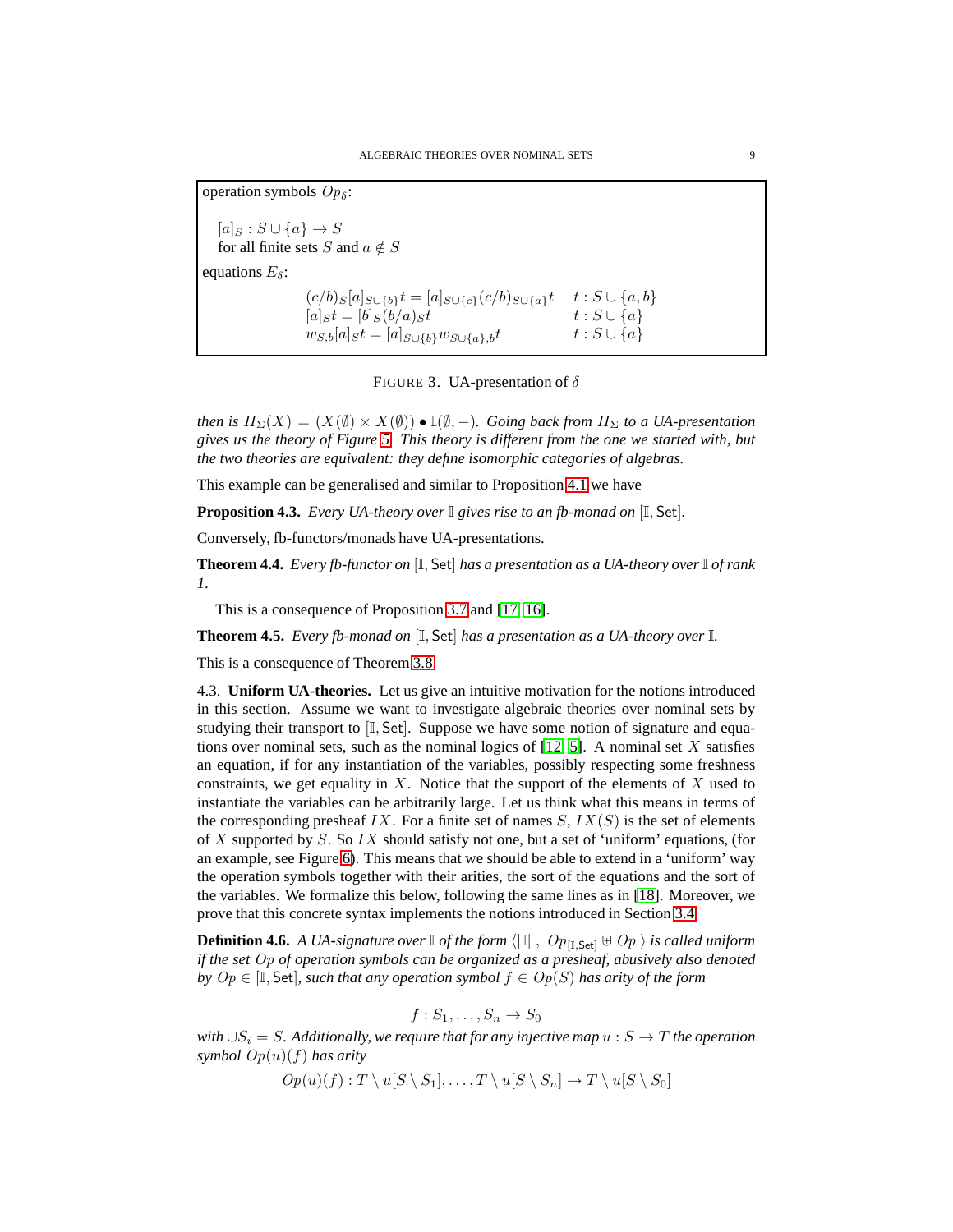operation symbols $Op_\delta$:

$[a]_S : S \cup \{a\} \to S$
for all finite sets $S$ and $a \notin S$

equations $E_\delta$:

$$
\begin{array}{ll}
(c/b)_S[a]_{S\cup\{b\}}t = [a]_{S\cup\{c\}}(c/b)_{S\cup\{a\}}t & t : S \cup \{a,b\} \\
[a]_S t = [b]_S (b/a)_S t & t : S \cup \{a\} \\
w_{S,b}[a]_S t = [a]_{S\cup\{b\}} w_{S\cup\{a\},b} t & t : S \cup \{a\}
\end{array}
$$

FIGURE 3. UA-presentation of $\delta$

*then is $H_\Sigma(X) = (X(\emptyset) \times X(\emptyset)) \bullet \mathbb{I}(\emptyset, -)$. Going back from $H_\Sigma$ to a UA-presentation gives us the theory of Figure 5. This theory is different from the one we started with, but the two theories are equivalent: they define isomorphic categories of algebras.*

This example can be generalised and similar to Proposition 4.1 we have

**Proposition 4.3.** *Every UA-theory over $\mathbb{I}$ gives rise to an fb-monad on $[\mathbb{I}, \mathsf{Set}]$.*

Conversely, fb-functors/monads have UA-presentations.

**Theorem 4.4.** *Every fb-functor on $[\mathbb{I}, \mathsf{Set}]$ has a presentation as a UA-theory over $\mathbb{I}$ of rank 1.*

This is a consequence of Proposition 3.7 and [17, 16].

**Theorem 4.5.** *Every fb-monad on $[\mathbb{I}, \mathsf{Set}]$ has a presentation as a UA-theory over $\mathbb{I}$.*

This is a consequence of Theorem 3.8.

4.3. **Uniform UA-theories.** Let us give an intuitive motivation for the notions introduced in this section. Assume we want to investigate algebraic theories over nominal sets by studying their transport to $[\mathbb{I}, \mathsf{Set}]$. Suppose we have some notion of signature and equations over nominal sets, such as the nominal logics of [12, 5]. A nominal set $X$ satisfies an equation, if for any instantiation of the variables, possibly respecting some freshness constraints, we get equality in $X$. Notice that the support of the elements of $X$ used to instantiate the variables can be arbitrarily large. Let us think what this means in terms of the corresponding presheaf $IX$. For a finite set of names $S$, $IX(S)$ is the set of elements of $X$ supported by $S$. So $IX$ should satisfy not one, but a set of 'uniform' equations, (for an example, see Figure 6). This means that we should be able to extend in a 'uniform' way the operation symbols together with their arities, the sort of the equations and the sort of the variables. We formalize this below, following the same lines as in [18]. Moreover, we prove that this concrete syntax implements the notions introduced in Section 3.4.

**Definition 4.6.** *A UA-signature over $\mathbb{I}$ of the form $\langle |\mathbb{I}| \, , \, Op_{[\mathbb{I},\mathsf{Set}]} \uplus Op \, \rangle$ is called uniform if the set $Op$ of operation symbols can be organized as a presheaf, abusively also denoted by $Op \in [\mathbb{I}, \mathsf{Set}]$, such that any operation symbol $f \in Op(S)$ has arity of the form*

$$f : S_1, \ldots, S_n \to S_0$$

*with $\cup S_i = S$. Additionally, we require that for any injective map $u : S \to T$ the operation symbol $Op(u)(f)$ has arity*

$$Op(u)(f) : T \setminus u[S \setminus S_1], \ldots, T \setminus u[S \setminus S_n] \to T \setminus u[S \setminus S_0]$$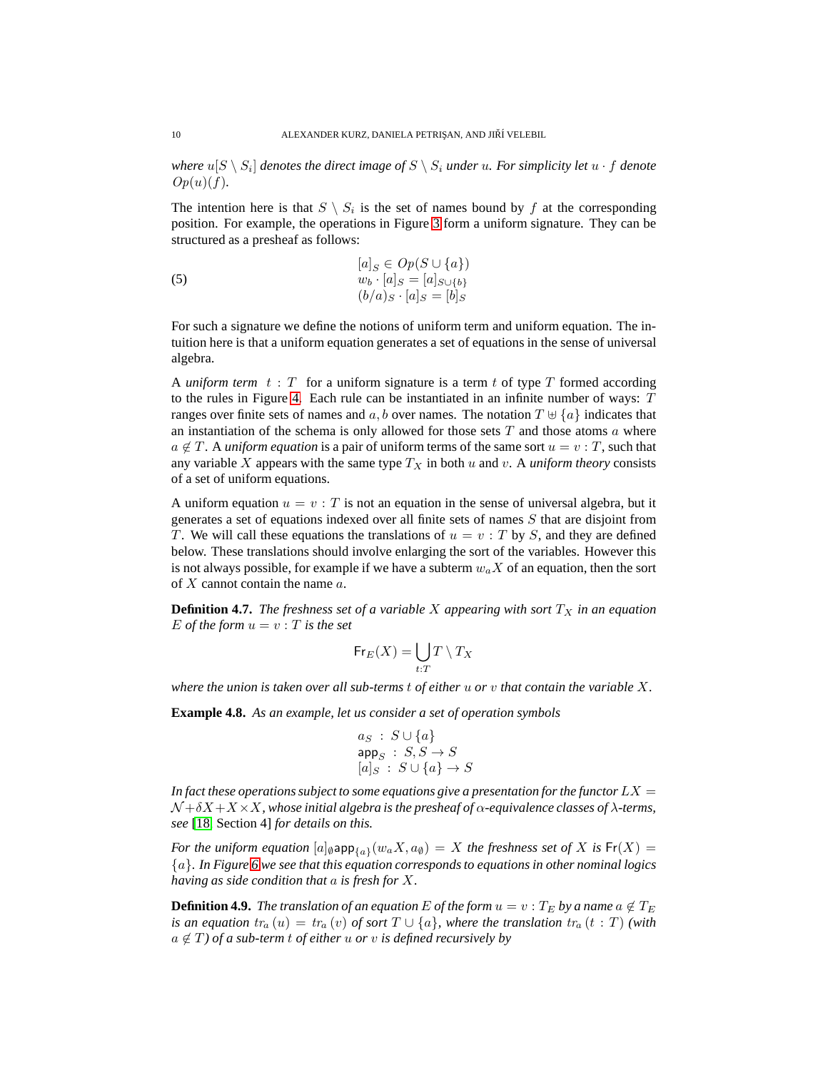*where $u[S \setminus S_i]$ denotes the direct image of $S \setminus S_i$ under $u$. For simplicity let $u \cdot f$ denote $Op(u)(f)$.*

The intention here is that $S \setminus S_i$ is the set of names bound by $f$ at the corresponding position. For example, the operations in Figure 3 form a uniform signature. They can be structured as a presheaf as follows:

$$
\begin{array}{l}
[a]_S \in Op(S \cup \{a\}) \\
w_b \cdot [a]_S = [a]_{S \cup \{b\}} \\
(b/a)_S \cdot [a]_S = [b]_S
\end{array}
\tag{5}
$$

For such a signature we define the notions of uniform term and uniform equation. The intuition here is that a uniform equation generates a set of equations in the sense of universal algebra.

A *uniform term* $t : T$ for a uniform signature is a term $t$ of type $T$ formed according to the rules in Figure 4. Each rule can be instantiated in an infinite number of ways: $T$ ranges over finite sets of names and $a, b$ over names. The notation $T \uplus \{a\}$ indicates that an instantiation of the schema is only allowed for those sets $T$ and those atoms $a$ where $a \notin T$. A *uniform equation* is a pair of uniform terms of the same sort $u = v : T$, such that any variable $X$ appears with the same type $T_X$ in both $u$ and $v$. A *uniform theory* consists of a set of uniform equations.

A uniform equation $u = v : T$ is not an equation in the sense of universal algebra, but it generates a set of equations indexed over all finite sets of names $S$ that are disjoint from $T$. We will call these equations the translations of $u = v : T$ by $S$, and they are defined below. These translations should involve enlarging the sort of the variables. However this is not always possible, for example if we have a subterm $w_a X$ of an equation, then the sort of $X$ cannot contain the name $a$.

**Definition 4.7.** *The freshness set of a variable $X$ appearing with sort $T_X$ in an equation $E$ of the form $u = v : T$ is the set*

$$
\mathsf{Fr}_E(X) = \bigcup_{t:T} T \setminus T_X
$$

*where the union is taken over all sub-terms $t$ of either $u$ or $v$ that contain the variable $X$.*

**Example 4.8.** *As an example, let us consider a set of operation symbols*

$$
\begin{array}{rl}
a_S & : \ S \cup \{a\} \\
\mathsf{app}_S & : \ S, S \to S \\
[a]_S & : \ S \cup \{a\} \to S
\end{array}
$$

*In fact these operations subject to some equations give a presentation for the functor $LX = \mathcal{N} + \delta X + X \times X$, whose initial algebra is the presheaf of $\alpha$-equivalence classes of $\lambda$-terms, see* [18, Section 4] *for details on this.*

*For the uniform equation $[a]_\emptyset \mathsf{app}_{\{a\}}(w_a X, a_\emptyset) = X$ the freshness set of $X$ is $\mathsf{Fr}(X) = \{a\}$. In Figure 6 we see that this equation corresponds to equations in other nominal logics having as side condition that $a$ is fresh for $X$.*

**Definition 4.9.** *The translation of an equation $E$ of the form $u = v : T_E$ by a name $a \notin T_E$ is an equation $tr_a(u) = tr_a(v)$ of sort $T \cup \{a\}$, where the translation $tr_a(t : T)$ (with $a \notin T$) of a sub-term $t$ of either $u$ or $v$ is defined recursively by*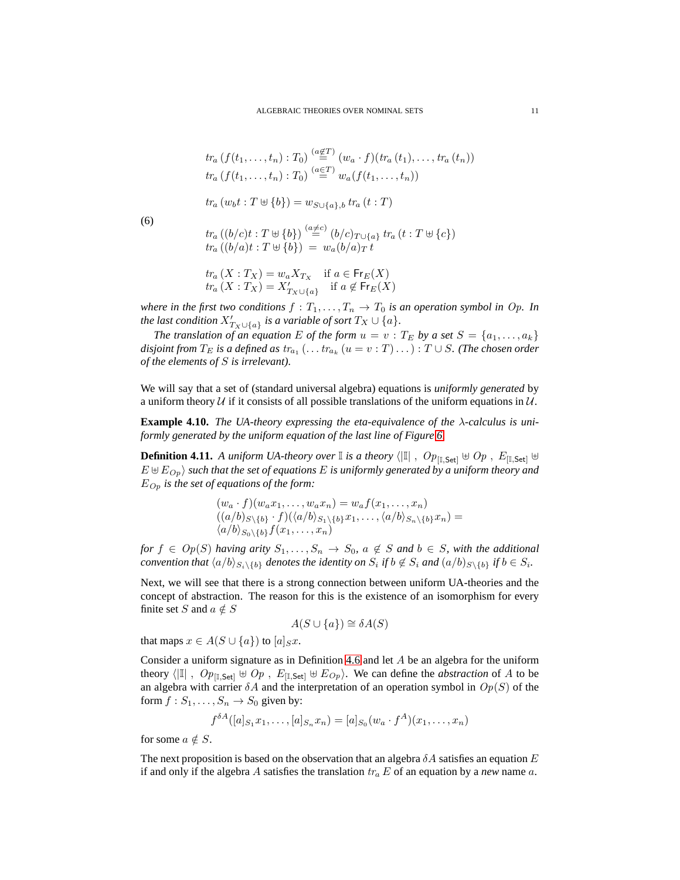$$
(6)\quad
\begin{aligned}
& tr_a\,(f(t_1,\ldots,t_n):T_0) \overset{(a\notin T)}{=} (w_a\cdot f)(tr_a\,(t_1),\ldots,tr_a\,(t_n))\\
& tr_a\,(f(t_1,\ldots,t_n):T_0) \overset{(a\in T)}{=} w_a(f(t_1,\ldots,t_n))\\
& tr_a\,(w_b t : T\uplus\{b\}) = w_{S\cup\{a\},b}\, tr_a\,(t:T)\\
& tr_a\,((b/c)t : T\uplus\{b\}) \overset{(a\neq c)}{=} (b/c)_{T\cup\{a\}}\, tr_a\,(t : T\uplus\{c\})\\
& tr_a\,((b/a)t : T\uplus\{b\}) \ =\ w_a(b/a)_T\, t\\
& tr_a\,(X:T_X) = w_a X_{T_X} \quad \text{if } a\in \mathsf{Fr}_E(X)\\
& tr_a\,(X:T_X) = X'_{T_X\cup\{a\}} \quad \text{if } a\notin \mathsf{Fr}_E(X)
\end{aligned}
$$

*where in the first two conditions $f : T_1,\ldots,T_n \to T_0$ is an operation symbol in $Op$. In the last condition $X'_{T_X\cup\{a\}}$ is a variable of sort $T_X\cup\{a\}$.*

*The translation of an equation $E$ of the form $u = v : T_E$ by a set $S=\{a_1,\ldots,a_k\}$ disjoint from $T_E$ is a defined as $tr_{a_1}\,(\ldots tr_{a_k}\,(u = v : T)\ldots) : T\cup S$. (The chosen order of the elements of $S$ is irrelevant).*

We will say that a set of (standard universal algebra) equations is *uniformly generated* by a uniform theory $\mathcal{U}$ if it consists of all possible translations of the uniform equations in $\mathcal{U}$.

**Example 4.10.** *The UA-theory expressing the eta-equivalence of the $\lambda$-calculus is uniformly generated by the uniform equation of the last line of Figure 6.*

**Definition 4.11.** *A uniform UA-theory over $\mathbb{I}$ is a theory $\langle|\mathbb{I}|\ ,\ Op_{[\mathbb{I},\mathsf{Set}]}\uplus Op\ ,\ E_{[\mathbb{I},\mathsf{Set}]}\uplus E\uplus E_{Op}\rangle$ such that the set of equations $E$ is uniformly generated by a uniform theory and $E_{Op}$ is the set of equations of the form:*

$$
\begin{aligned}
&(w_a\cdot f)(w_a x_1,\ldots,w_a x_n) = w_a f(x_1,\ldots,x_n)\\
&((a/b)_{S\setminus\{b\}}\cdot f)(\langle a/b\rangle_{S_1\setminus\{b\}}x_1,\ldots,\langle a/b\rangle_{S_n\setminus\{b\}}x_n) =\\
&\langle a/b\rangle_{S_0\setminus\{b\}} f(x_1,\ldots,x_n)
\end{aligned}
$$

*for $f\in Op(S)$ having arity $S_1,\ldots,S_n\to S_0$, $a\notin S$ and $b\in S$, with the additional convention that $\langle a/b\rangle_{S_i\setminus\{b\}}$ denotes the identity on $S_i$ if $b\notin S_i$ and $(a/b)_{S\setminus\{b\}}$ if $b\in S_i$.*

Next, we will see that there is a strong connection between uniform UA-theories and the concept of abstraction. The reason for this is the existence of an isomorphism for every finite set $S$ and $a\notin S$

$$A(S\cup\{a\})\cong \delta A(S)$$

that maps $x\in A(S\cup\{a\})$ to $[a]_S x$.

Consider a uniform signature as in Definition 4.6 and let $A$ be an algebra for the uniform theory $\langle|\mathbb{I}|\ ,\ Op_{[\mathbb{I},\mathsf{Set}]}\uplus Op\ ,\ E_{[\mathbb{I},\mathsf{Set}]}\uplus E_{Op}\rangle$. We can define the *abstraction* of $A$ to be an algebra with carrier $\delta A$ and the interpretation of an operation symbol in $Op(S)$ of the form $f : S_1,\ldots,S_n\to S_0$ given by:

$$f^{\delta A}([a]_{S_1}x_1,\ldots,[a]_{S_n}x_n) = [a]_{S_0}(w_a\cdot f^A)(x_1,\ldots,x_n)$$

for some $a\notin S$.

The next proposition is based on the observation that an algebra $\delta A$ satisfies an equation $E$ if and only if the algebra $A$ satisfies the translation $tr_a\,E$ of an equation by a *new* name $a$.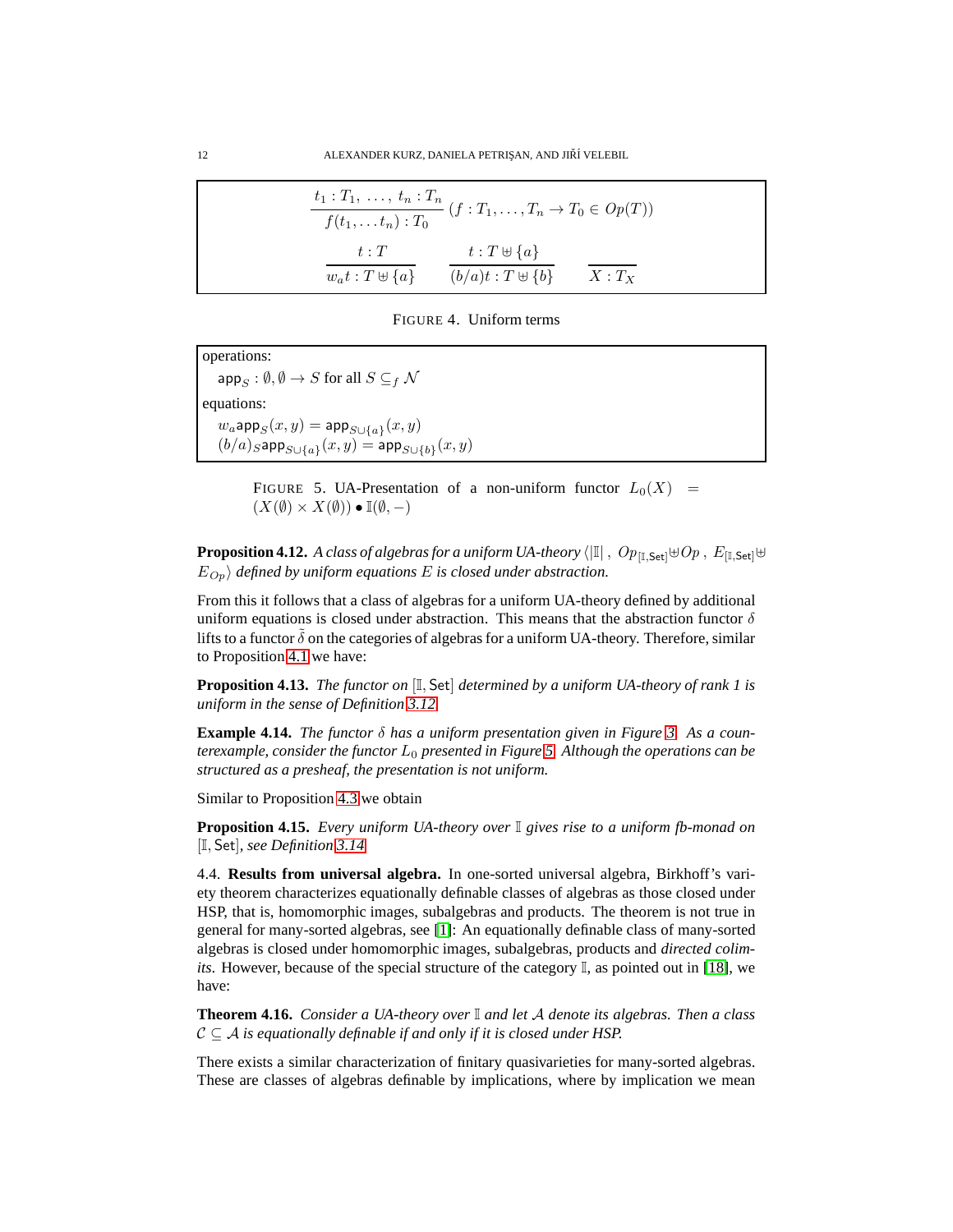$$\frac{t_1 : T_1,\ \ldots,\ t_n : T_n}{f(t_1, \ldots t_n) : T_0}\ (f : T_1, \ldots, T_n \to T_0 \in Op(T))$$

$$\frac{t : T}{w_a t : T \uplus \{a\}} \qquad \frac{t : T \uplus \{a\}}{(b/a)t : T \uplus \{b\}} \qquad \frac{}{X : T_X}$$

FIGURE 4. Uniform terms

operations:
 $\mathsf{app}_S : \emptyset, \emptyset \to S$ for all $S \subseteq_f \mathcal{N}$

equations:
 $w_a \mathsf{app}_S(x, y) = \mathsf{app}_{S \cup \{a\}}(x, y)$
 $(b/a)_S \mathsf{app}_{S \cup \{a\}}(x, y) = \mathsf{app}_{S \cup \{b\}}(x, y)$

FIGURE 5. UA-Presentation of a non-uniform functor $L_0(X) = (X(\emptyset) \times X(\emptyset)) \bullet \mathbb{I}(\emptyset, -)$

**Proposition 4.12.** *A class of algebras for a uniform UA-theory $\langle |\mathbb{I}|\ ,\ Op_{[\mathbb{I},\mathsf{Set}]} \uplus Op\ ,\ E_{[\mathbb{I},\mathsf{Set}]} \uplus E_{Op} \rangle$ defined by uniform equations $E$ is closed under abstraction.*

From this it follows that a class of algebras for a uniform UA-theory defined by additional uniform equations is closed under abstraction. This means that the abstraction functor $\delta$ lifts to a functor $\tilde{\delta}$ on the categories of algebras for a uniform UA-theory. Therefore, similar to Proposition 4.1 we have:

**Proposition 4.13.** *The functor on $[\mathbb{I}, \mathsf{Set}]$ determined by a uniform UA-theory of rank 1 is uniform in the sense of Definition 3.12.*

**Example 4.14.** *The functor $\delta$ has a uniform presentation given in Figure 3. As a counterexample, consider the functor $L_0$ presented in Figure 5. Although the operations can be structured as a presheaf, the presentation is not uniform.*

Similar to Proposition 4.3 we obtain

**Proposition 4.15.** *Every uniform UA-theory over $\mathbb{I}$ gives rise to a uniform fb-monad on $[\mathbb{I}, \mathsf{Set}]$, see Definition 3.14.*

4.4. **Results from universal algebra.** In one-sorted universal algebra, Birkhoff's variety theorem characterizes equationally definable classes of algebras as those closed under HSP, that is, homomorphic images, subalgebras and products. The theorem is not true in general for many-sorted algebras, see [1]: An equationally definable class of many-sorted algebras is closed under homomorphic images, subalgebras, products and *directed colimits*. However, because of the special structure of the category $\mathbb{I}$, as pointed out in [18], we have:

**Theorem 4.16.** *Consider a UA-theory over $\mathbb{I}$ and let $\mathcal{A}$ denote its algebras. Then a class $\mathcal{C} \subseteq \mathcal{A}$ is equationally definable if and only if it is closed under HSP.*

There exists a similar characterization of finitary quasivarieties for many-sorted algebras. These are classes of algebras definable by implications, where by implication we mean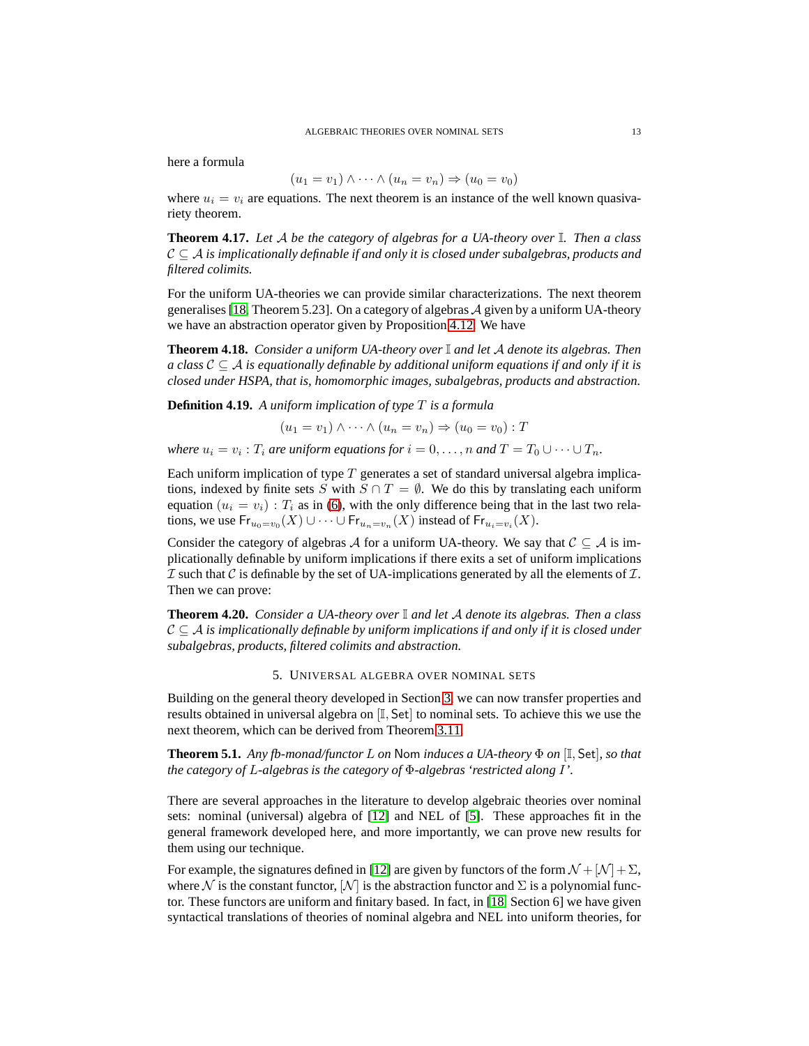here a formula

$$(u_1 = v_1) \wedge \cdots \wedge (u_n = v_n) \Rightarrow (u_0 = v_0)$$

where $u_i = v_i$ are equations. The next theorem is an instance of the well known quasivariety theorem.

**Theorem 4.17.** *Let $\mathcal{A}$ be the category of algebras for a UA-theory over $\mathbb{I}$. Then a class $\mathcal{C} \subseteq \mathcal{A}$ is implicationally definable if and only it is closed under subalgebras, products and filtered colimits.*

For the uniform UA-theories we can provide similar characterizations. The next theorem generalises [18, Theorem 5.23]. On a category of algebras $\mathcal{A}$ given by a uniform UA-theory we have an abstraction operator given by Proposition 4.12. We have

**Theorem 4.18.** *Consider a uniform UA-theory over $\mathbb{I}$ and let $\mathcal{A}$ denote its algebras. Then a class $\mathcal{C} \subseteq \mathcal{A}$ is equationally definable by additional uniform equations if and only if it is closed under HSPA, that is, homomorphic images, subalgebras, products and abstraction.*

**Definition 4.19.** *A uniform implication of type $T$ is a formula*

$$(u_1 = v_1) \wedge \cdots \wedge (u_n = v_n) \Rightarrow (u_0 = v_0) : T$$

*where $u_i = v_i : T_i$ are uniform equations for $i = 0, \ldots, n$ and $T = T_0 \cup \cdots \cup T_n$.*

Each uniform implication of type $T$ generates a set of standard universal algebra implications, indexed by finite sets $S$ with $S \cap T = \emptyset$. We do this by translating each uniform equation $(u_i = v_i) : T_i$ as in (6), with the only difference being that in the last two relations, we use $\mathsf{Fr}_{u_0=v_0}(X) \cup \cdots \cup \mathsf{Fr}_{u_n=v_n}(X)$ instead of $\mathsf{Fr}_{u_i=v_i}(X)$.

Consider the category of algebras $\mathcal{A}$ for a uniform UA-theory. We say that $\mathcal{C} \subseteq \mathcal{A}$ is implicationally definable by uniform implications if there exits a set of uniform implications $\mathcal{I}$ such that $\mathcal{C}$ is definable by the set of UA-implications generated by all the elements of $\mathcal{I}$. Then we can prove:

**Theorem 4.20.** *Consider a UA-theory over $\mathbb{I}$ and let $\mathcal{A}$ denote its algebras. Then a class $\mathcal{C} \subseteq \mathcal{A}$ is implicationally definable by uniform implications if and only if it is closed under subalgebras, products, filtered colimits and abstraction.*

## 5. Universal algebra over nominal sets

Building on the general theory developed in Section 3, we can now transfer properties and results obtained in universal algebra on $[\mathbb{I}, \mathsf{Set}]$ to nominal sets. To achieve this we use the next theorem, which can be derived from Theorem 3.11.

**Theorem 5.1.** *Any fb-monad/functor $L$ on $\mathsf{Nom}$ induces a UA-theory $\Phi$ on $[\mathbb{I}, \mathsf{Set}]$, so that the category of $L$-algebras is the category of $\Phi$-algebras 'restricted along $I$'.*

There are several approaches in the literature to develop algebraic theories over nominal sets: nominal (universal) algebra of [12] and NEL of [5]. These approaches fit in the general framework developed here, and more importantly, we can prove new results for them using our technique.

For example, the signatures defined in [12] are given by functors of the form $\mathcal{N} + [\mathcal{N}] + \Sigma$, where $\mathcal{N}$ is the constant functor, $[\mathcal{N}]$ is the abstraction functor and $\Sigma$ is a polynomial functor. These functors are uniform and finitary based. In fact, in [18, Section 6] we have given syntactical translations of theories of nominal algebra and NEL into uniform theories, for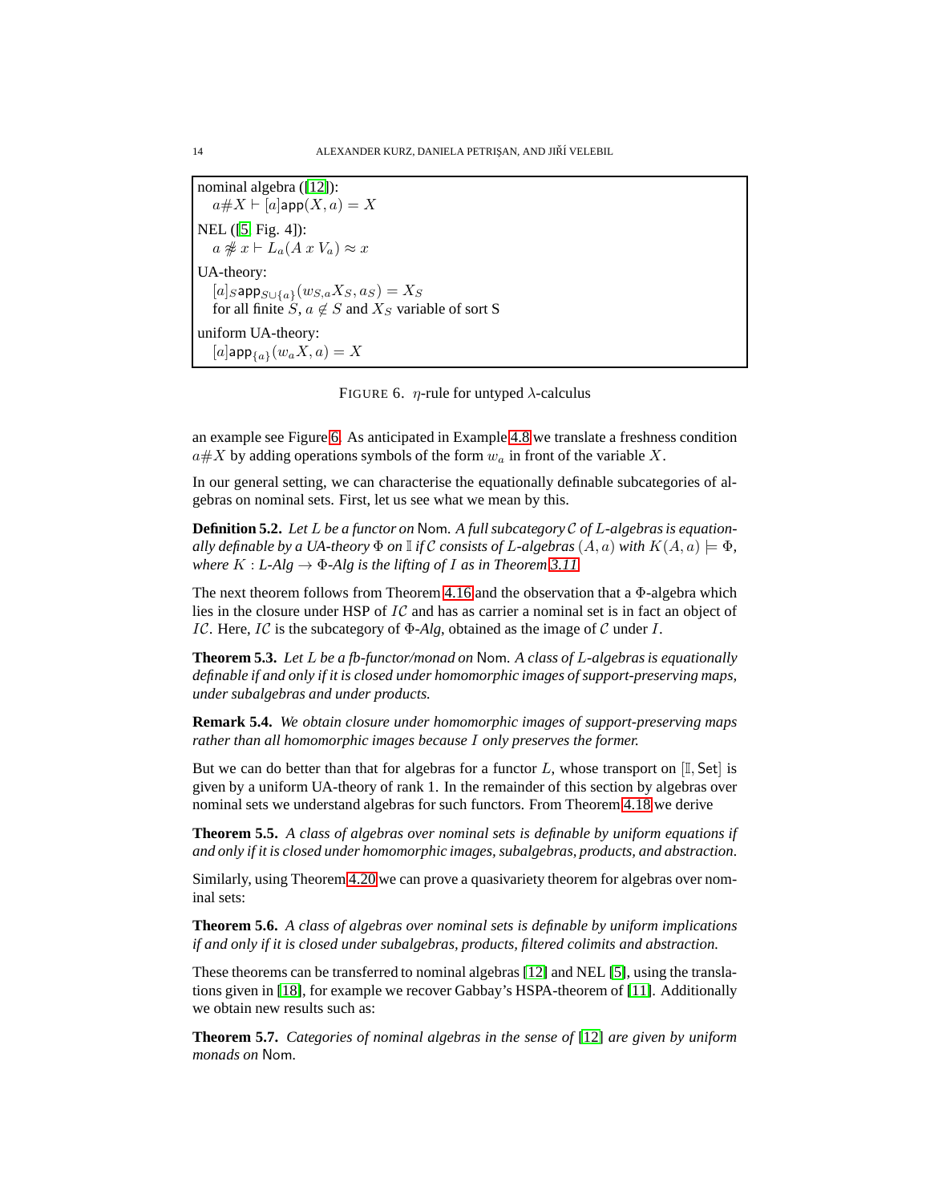nominal algebra ([12]):
  $a\#X \vdash [a]\mathsf{app}(X, a) = X$

NEL ([5, Fig. 4]):
  $a \not\# x \vdash L_a(A\ x\ V_a) \approx x$

UA-theory:
  $[a]_S \mathsf{app}_{S\cup\{a\}}(w_{S,a} X_S, a_S) = X_S$
  for all finite $S$, $a \notin S$ and $X_S$ variable of sort S

uniform UA-theory:
  $[a]\mathsf{app}_{\{a\}}(w_a X, a) = X$

FIGURE 6. $\eta$-rule for untyped $\lambda$-calculus

an example see Figure 6. As anticipated in Example 4.8 we translate a freshness condition $a\#X$ by adding operations symbols of the form $w_a$ in front of the variable $X$.

In our general setting, we can characterise the equationally definable subcategories of algebras on nominal sets. First, let us see what we mean by this.

**Definition 5.2.** *Let $L$ be a functor on* Nom*. A full subcategory $\mathcal{C}$ of $L$-algebras is equationally definable by a UA-theory $\Phi$ on $\mathbb{I}$ if $\mathcal{C}$ consists of $L$-algebras $(A, a)$ with $K(A, a) \models \Phi$, where $K : L\text{-}Alg \to \Phi\text{-}Alg$ is the lifting of $I$ as in Theorem 3.11.*

The next theorem follows from Theorem 4.16 and the observation that a $\Phi$-algebra which lies in the closure under HSP of $I\mathcal{C}$ and has as carrier a nominal set is in fact an object of $I\mathcal{C}$. Here, $I\mathcal{C}$ is the subcategory of $\Phi$-*Alg*, obtained as the image of $\mathcal{C}$ under $I$.

**Theorem 5.3.** *Let $L$ be a fb-functor/monad on* Nom*. A class of $L$-algebras is equationally definable if and only if it is closed under homomorphic images of support-preserving maps, under subalgebras and under products.*

**Remark 5.4.** *We obtain closure under homomorphic images of support-preserving maps rather than all homomorphic images because $I$ only preserves the former.*

But we can do better than that for algebras for a functor $L$, whose transport on $[\mathbb{I}, \mathsf{Set}]$ is given by a uniform UA-theory of rank 1. In the remainder of this section by algebras over nominal sets we understand algebras for such functors. From Theorem 4.18 we derive

**Theorem 5.5.** *A class of algebras over nominal sets is definable by uniform equations if and only if it is closed under homomorphic images, subalgebras, products, and abstraction.*

Similarly, using Theorem 4.20 we can prove a quasivariety theorem for algebras over nominal sets:

**Theorem 5.6.** *A class of algebras over nominal sets is definable by uniform implications if and only if it is closed under subalgebras, products, filtered colimits and abstraction.*

These theorems can be transferred to nominal algebras [12] and NEL [5], using the translations given in [18], for example we recover Gabbay's HSPA-theorem of [11]. Additionally we obtain new results such as:

**Theorem 5.7.** *Categories of nominal algebras in the sense of [12] are given by uniform monads on* Nom*.*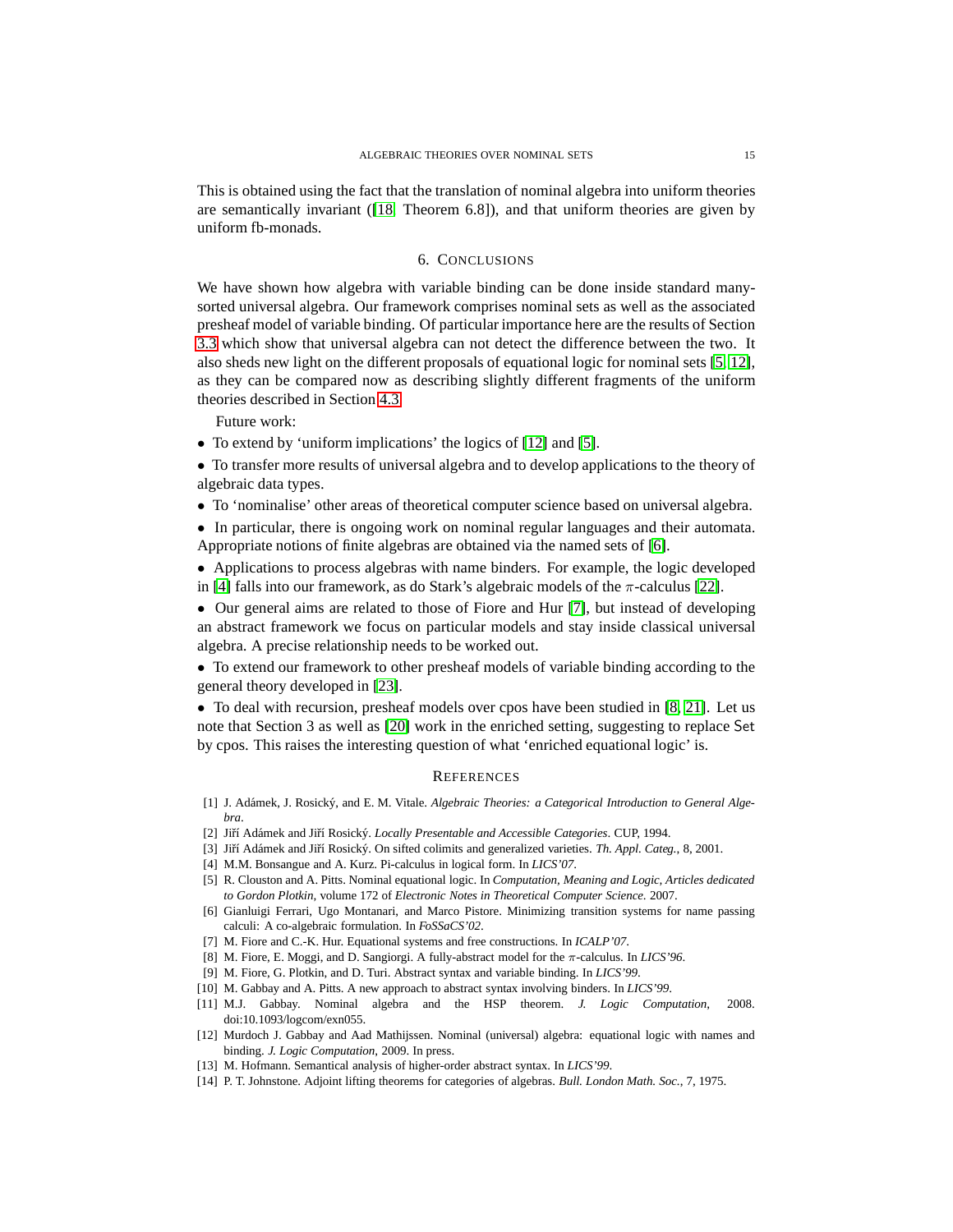This is obtained using the fact that the translation of nominal algebra into uniform theories are semantically invariant ([18, Theorem 6.8]), and that uniform theories are given by uniform fb-monads.

## 6. Conclusions

We have shown how algebra with variable binding can be done inside standard many-sorted universal algebra. Our framework comprises nominal sets as well as the associated presheaf model of variable binding. Of particular importance here are the results of Section 3.3 which show that universal algebra can not detect the difference between the two. It also sheds new light on the different proposals of equational logic for nominal sets [5, 12], as they can be compared now as describing slightly different fragments of the uniform theories described in Section 4.3.

Future work:

- To extend by 'uniform implications' the logics of [12] and [5].
- To transfer more results of universal algebra and to develop applications to the theory of algebraic data types.
- To 'nominalise' other areas of theoretical computer science based on universal algebra.
- In particular, there is ongoing work on nominal regular languages and their automata. Appropriate notions of finite algebras are obtained via the named sets of [6].
- Applications to process algebras with name binders. For example, the logic developed in [4] falls into our framework, as do Stark's algebraic models of the $\pi$-calculus [22].
- Our general aims are related to those of Fiore and Hur [7], but instead of developing an abstract framework we focus on particular models and stay inside classical universal algebra. A precise relationship needs to be worked out.
- To extend our framework to other presheaf models of variable binding according to the general theory developed in [23].
- To deal with recursion, presheaf models over cpos have been studied in [8, 21]. Let us note that Section 3 as well as [20] work in the enriched setting, suggesting to replace $\mathsf{Set}$ by cpos. This raises the interesting question of what 'enriched equational logic' is.

## References

[1] J. Adámek, J. Rosický, and E. M. Vitale. *Algebraic Theories: a Categorical Introduction to General Algebra*.

[2] Jiří Adámek and Jiří Rosický. *Locally Presentable and Accessible Categories*. CUP, 1994.

[3] Jiří Adámek and Jiří Rosický. On sifted colimits and generalized varieties. *Th. Appl. Categ.*, 8, 2001.

[4] M.M. Bonsangue and A. Kurz. Pi-calculus in logical form. In *LICS'07*.

[5] R. Clouston and A. Pitts. Nominal equational logic. In *Computation, Meaning and Logic, Articles dedicated to Gordon Plotkin*, volume 172 of *Electronic Notes in Theoretical Computer Science*. 2007.

[6] Gianluigi Ferrari, Ugo Montanari, and Marco Pistore. Minimizing transition systems for name passing calculi: A co-algebraic formulation. In *FoSSaCS'02*.

[7] M. Fiore and C.-K. Hur. Equational systems and free constructions. In *ICALP'07*.

[8] M. Fiore, E. Moggi, and D. Sangiorgi. A fully-abstract model for the $\pi$-calculus. In *LICS'96*.

[9] M. Fiore, G. Plotkin, and D. Turi. Abstract syntax and variable binding. In *LICS'99*.

[10] M. Gabbay and A. Pitts. A new approach to abstract syntax involving binders. In *LICS'99*.

[11] M.J. Gabbay. Nominal algebra and the HSP theorem. *J. Logic Computation*, 2008. doi:10.1093/logcom/exn055.

[12] Murdoch J. Gabbay and Aad Mathijssen. Nominal (universal) algebra: equational logic with names and binding. *J. Logic Computation*, 2009. In press.

[13] M. Hofmann. Semantical analysis of higher-order abstract syntax. In *LICS'99*.

[14] P. T. Johnstone. Adjoint lifting theorems for categories of algebras. *Bull. London Math. Soc.*, 7, 1975.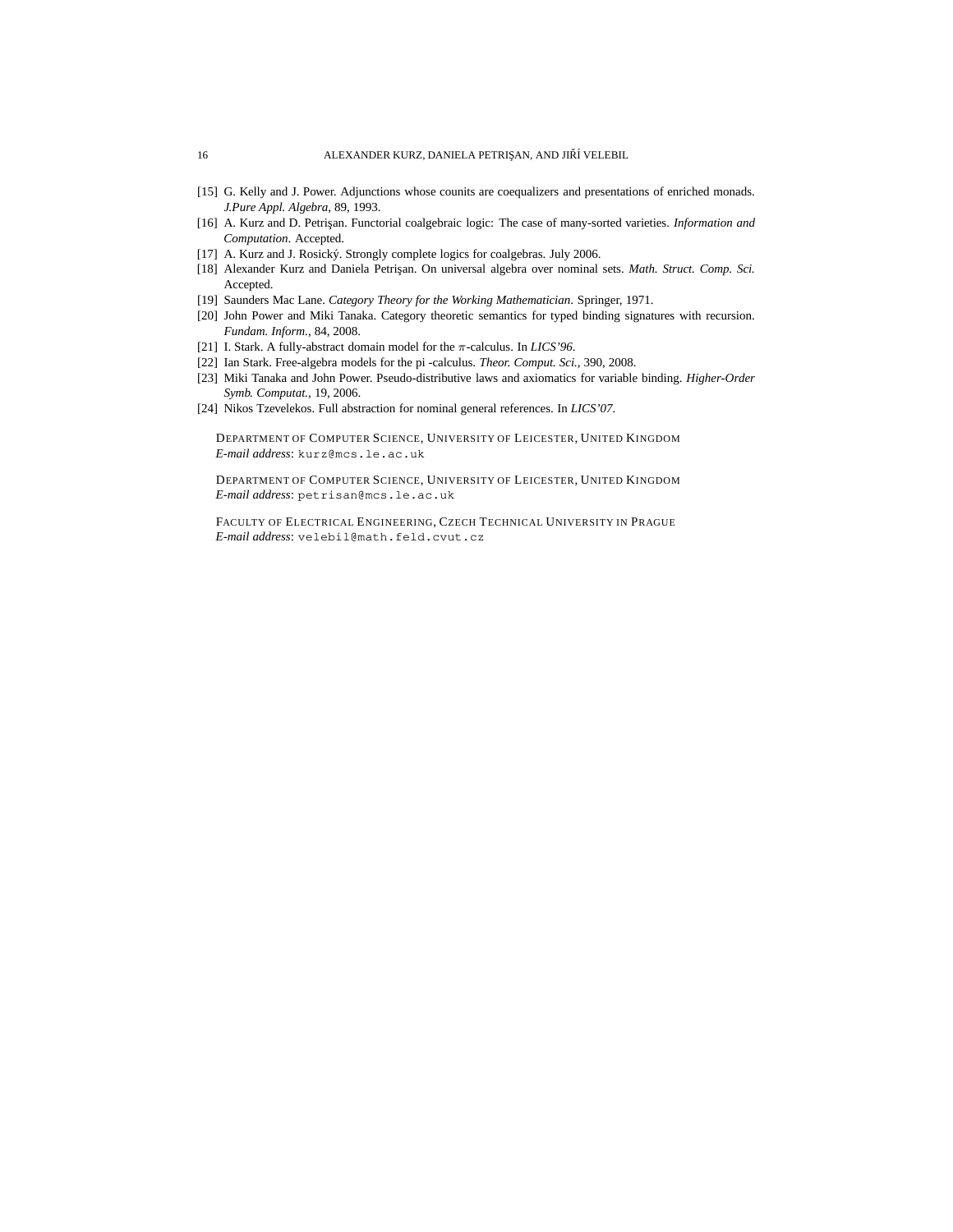[15] G. Kelly and J. Power. Adjunctions whose counits are coequalizers and presentations of enriched monads. *J.Pure Appl. Algebra*, 89, 1993.

[16] A. Kurz and D. Petrişan. Functorial coalgebraic logic: The case of many-sorted varieties. *Information and Computation*. Accepted.

[17] A. Kurz and J. Rosický. Strongly complete logics for coalgebras. July 2006.

[18] Alexander Kurz and Daniela Petrişan. On universal algebra over nominal sets. *Math. Struct. Comp. Sci.* Accepted.

[19] Saunders Mac Lane. *Category Theory for the Working Mathematician*. Springer, 1971.

[20] John Power and Miki Tanaka. Category theoretic semantics for typed binding signatures with recursion. *Fundam. Inform.*, 84, 2008.

[21] I. Stark. A fully-abstract domain model for the $\pi$-calculus. In *LICS'96*.

[22] Ian Stark. Free-algebra models for the pi -calculus. *Theor. Comput. Sci.*, 390, 2008.

[23] Miki Tanaka and John Power. Pseudo-distributive laws and axiomatics for variable binding. *Higher-Order Symb. Computat.*, 19, 2006.

[24] Nikos Tzevelekos. Full abstraction for nominal general references. In *LICS'07*.

DEPARTMENT OF COMPUTER SCIENCE, UNIVERSITY OF LEICESTER, UNITED KINGDOM
*E-mail address*: kurz@mcs.le.ac.uk

DEPARTMENT OF COMPUTER SCIENCE, UNIVERSITY OF LEICESTER, UNITED KINGDOM
*E-mail address*: petrisan@mcs.le.ac.uk

FACULTY OF ELECTRICAL ENGINEERING, CZECH TECHNICAL UNIVERSITY IN PRAGUE
*E-mail address*: velebil@math.feld.cvut.cz